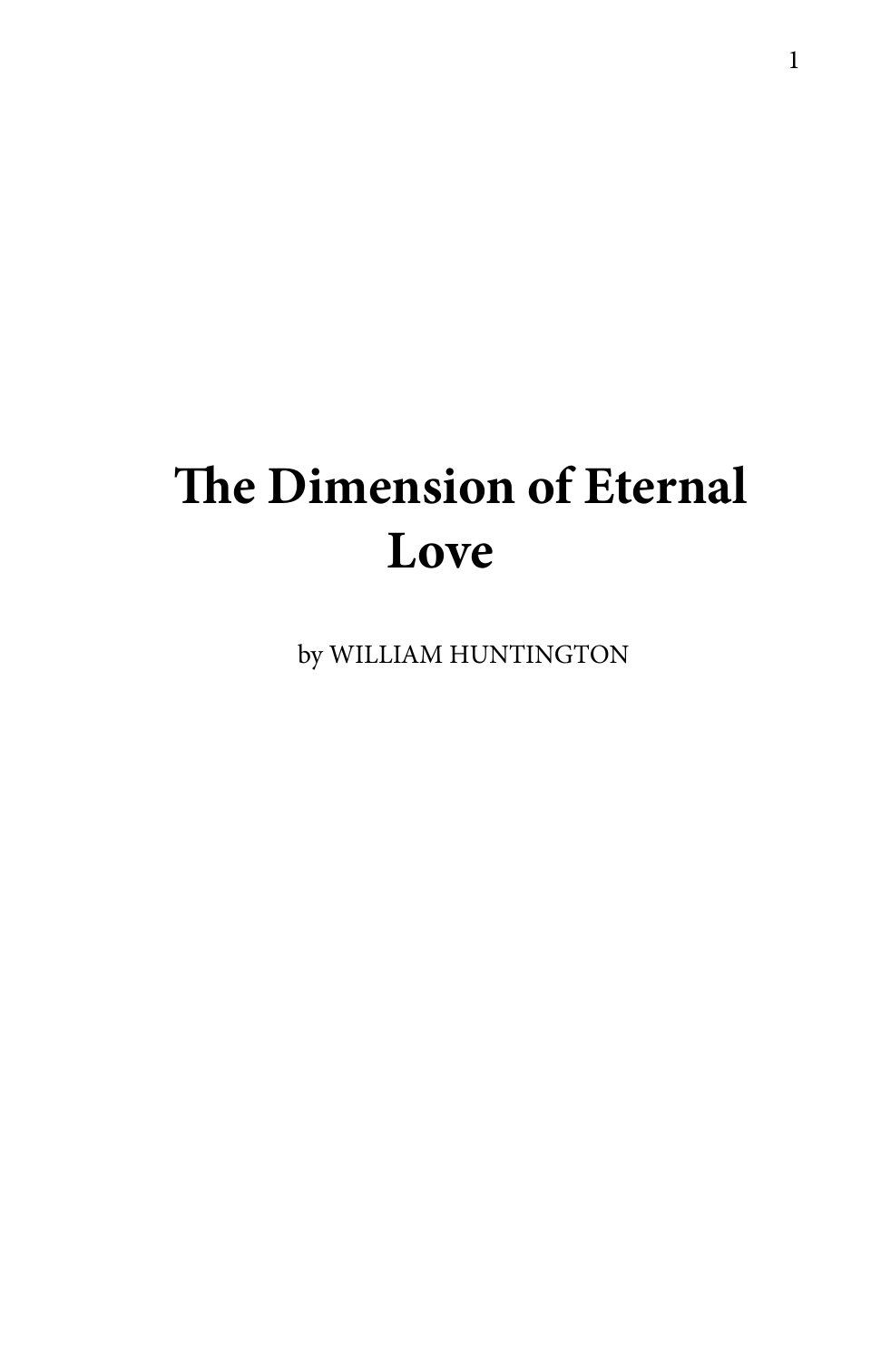# The Dimension of Eternal Love

by WILLIAM HUNTINGTON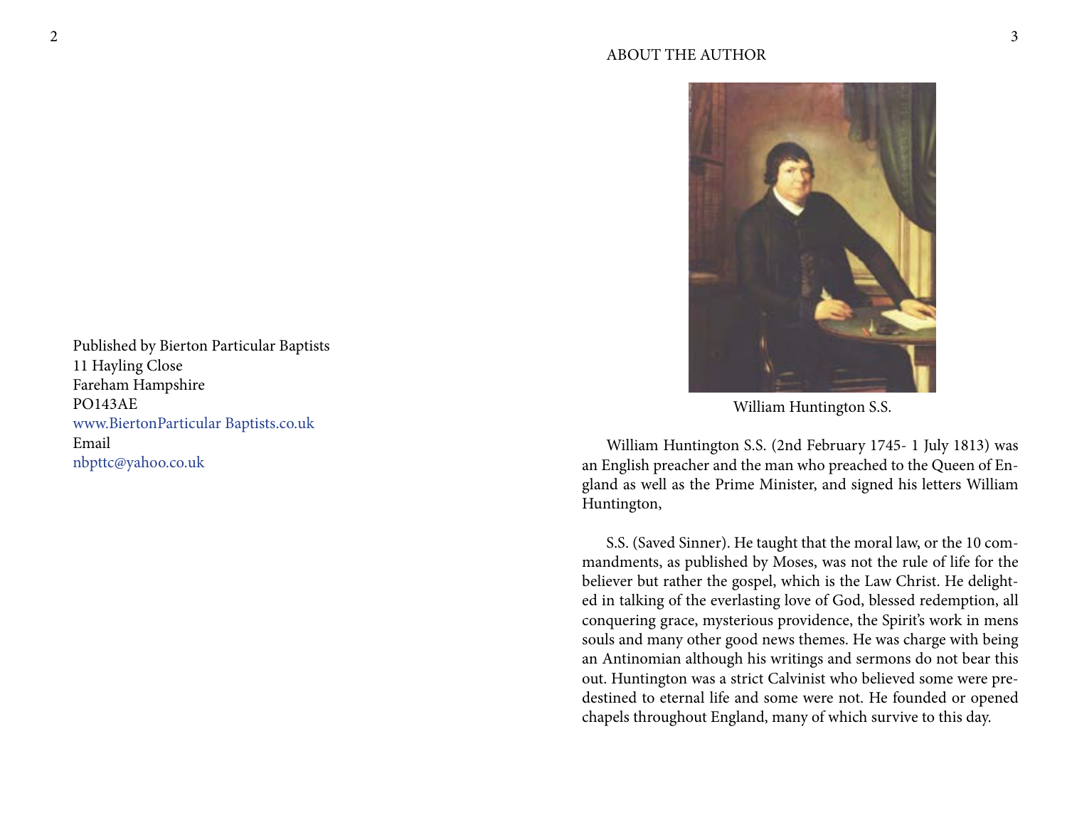Published by Bierton Particular Baptists
11 Hayling Close
Fareham Hampshire
PO143AE
www.BiertonParticular Baptists.co.uk
Email
nbpttc@yahoo.co.uk

## ABOUT THE AUTHOR

William Huntington S.S.

William Huntington S.S. (2nd February 1745- 1 July 1813) was an English preacher and the man who preached to the Queen of England as well as the Prime Minister, and signed his letters William Huntington,

S.S. (Saved Sinner). He taught that the moral law, or the 10 commandments, as published by Moses, was not the rule of life for the believer but rather the gospel, which is the Law Christ. He delighted in talking of the everlasting love of God, blessed redemption, all conquering grace, mysterious providence, the Spirit's work in mens souls and many other good news themes. He was charge with being an Antinomian although his writings and sermons do not bear this out. Huntington was a strict Calvinist who believed some were predestined to eternal life and some were not. He founded or opened chapels throughout England, many of which survive to this day.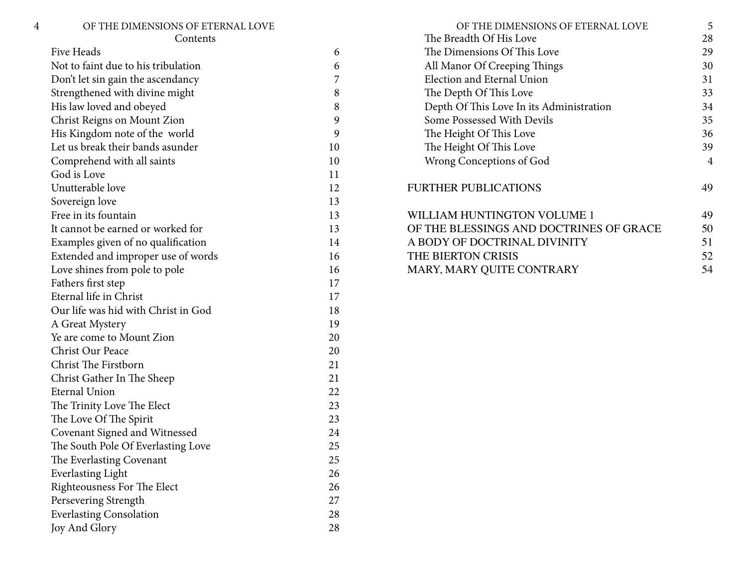## Contents

| | |
|---|---|
| Five Heads | 6 |
| Not to faint due to his tribulation | 6 |
| Don't let sin gain the ascendancy | 7 |
| Strengthened with divine might | 8 |
| His law loved and obeyed | 8 |
| Christ Reigns on Mount Zion | 9 |
| His Kingdom note of the world | 9 |
| Let us break their bands asunder | 10 |
| Comprehend with all saints | 10 |
| God is Love | 11 |
| Unutterable love | 12 |
| Sovereign love | 13 |
| Free in its fountain | 13 |
| It cannot be earned or worked for | 13 |
| Examples given of no qualification | 14 |
| Extended and improper use of words | 16 |
| Love shines from pole to pole | 16 |
| Fathers first step | 17 |
| Eternal life in Christ | 17 |
| Our life was hid with Christ in God | 18 |
| A Great Mystery | 19 |
| Ye are come to Mount Zion | 20 |
| Christ Our Peace | 20 |
| Christ The Firstborn | 21 |
| Christ Gather In The Sheep | 21 |
| Eternal Union | 22 |
| The Trinity Love The Elect | 23 |
| The Love Of The Spirit | 23 |
| Covenant Signed and Witnessed | 24 |
| The South Pole Of Everlasting Love | 25 |
| The Everlasting Covenant | 25 |
| Everlasting Light | 26 |
| Righteousness For The Elect | 26 |
| Persevering Strength | 27 |
| Everlasting Consolation | 28 |
| Joy And Glory | 28 |
| The Breadth Of His Love | 28 |
| The Dimensions Of This Love | 29 |
| All Manor Of Creeping Things | 30 |
| Election and Eternal Union | 31 |
| The Depth Of This Love | 33 |
| Depth Of This Love In its Administration | 34 |
| Some Possessed With Devils | 35 |
| The Height Of This Love | 36 |
| The Height Of This Love | 39 |
| Wrong Conceptions of God | 4 |
| | |
| FURTHER PUBLICATIONS | 49 |
| | |
| WILLIAM HUNTINGTON VOLUME 1 | 49 |
| OF THE BLESSINGS AND DOCTRINES OF GRACE | 50 |
| A BODY OF DOCTRINAL DIVINITY | 51 |
| THE BIERTON CRISIS | 52 |
| MARY, MARY QUITE CONTRARY | 54 |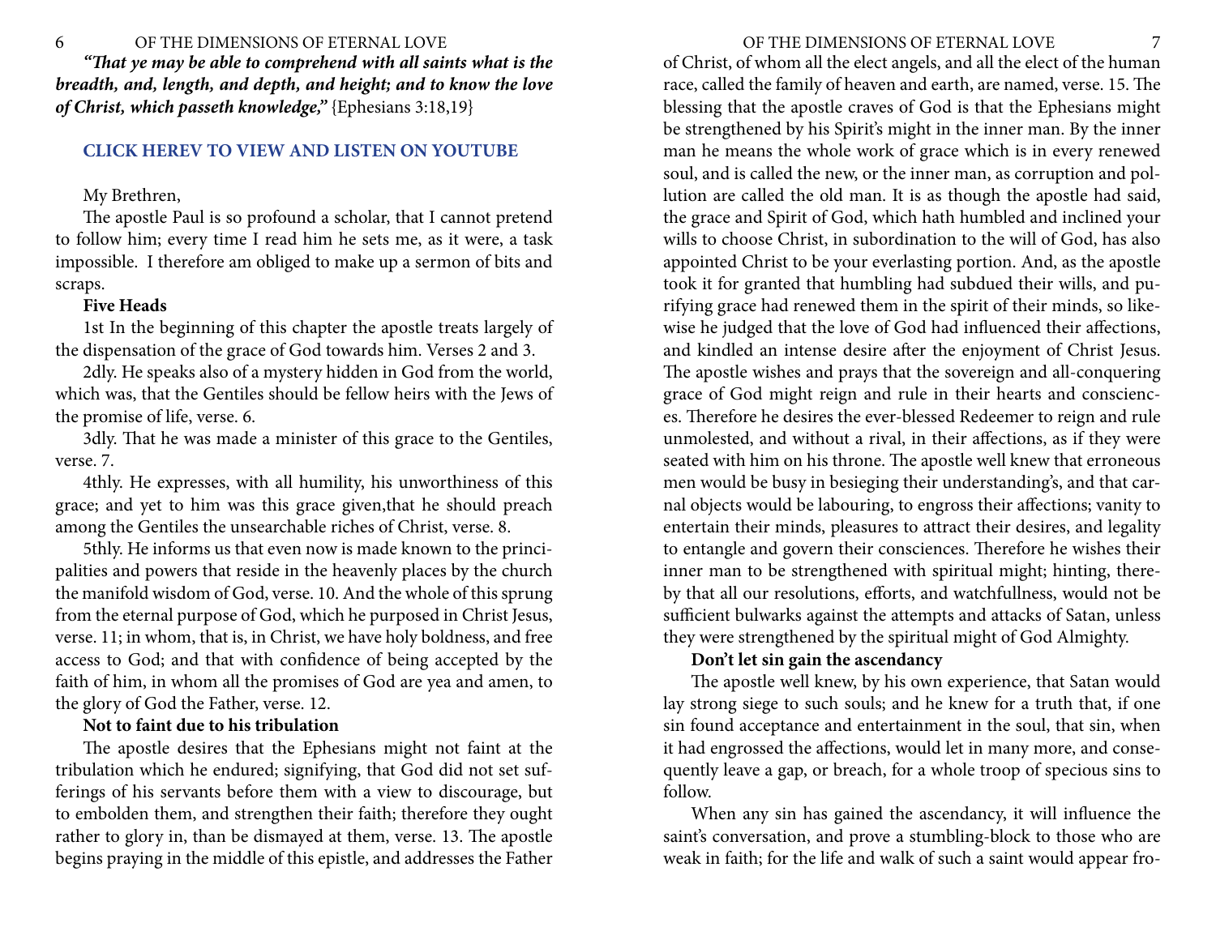***"That ye may be able to comprehend with all saints what is the breadth, and, length, and depth, and height; and to know the love of Christ, which passeth knowledge,"*** {Ephesians 3:18,19}

**CLICK HEREV TO VIEW AND LISTEN ON YOUTUBE**

My Brethren,

The apostle Paul is so profound a scholar, that I cannot pretend to follow him; every time I read him he sets me, as it were, a task impossible. I therefore am obliged to make up a sermon of bits and scraps.

**Five Heads**

1st In the beginning of this chapter the apostle treats largely of the dispensation of the grace of God towards him. Verses 2 and 3.

2dly. He speaks also of a mystery hidden in God from the world, which was, that the Gentiles should be fellow heirs with the Jews of the promise of life, verse. 6.

3dly. That he was made a minister of this grace to the Gentiles, verse. 7.

4thly. He expresses, with all humility, his unworthiness of this grace; and yet to him was this grace given,that he should preach among the Gentiles the unsearchable riches of Christ, verse. 8.

5thly. He informs us that even now is made known to the principalities and powers that reside in the heavenly places by the church the manifold wisdom of God, verse. 10. And the whole of this sprung from the eternal purpose of God, which he purposed in Christ Jesus, verse. 11; in whom, that is, in Christ, we have holy boldness, and free access to God; and that with confidence of being accepted by the faith of him, in whom all the promises of God are yea and amen, to the glory of God the Father, verse. 12.

**Not to faint due to his tribulation**

The apostle desires that the Ephesians might not faint at the tribulation which he endured; signifying, that God did not set sufferings of his servants before them with a view to discourage, but to embolden them, and strengthen their faith; therefore they ought rather to glory in, than be dismayed at them, verse. 13. The apostle begins praying in the middle of this epistle, and addresses the Father of Christ, of whom all the elect angels, and all the elect of the human race, called the family of heaven and earth, are named, verse. 15. The blessing that the apostle craves of God is that the Ephesians might be strengthened by his Spirit's might in the inner man. By the inner man he means the whole work of grace which is in every renewed soul, and is called the new, or the inner man, as corruption and pollution are called the old man. It is as though the apostle had said, the grace and Spirit of God, which hath humbled and inclined your wills to choose Christ, in subordination to the will of God, has also appointed Christ to be your everlasting portion. And, as the apostle took it for granted that humbling had subdued their wills, and purifying grace had renewed them in the spirit of their minds, so likewise he judged that the love of God had influenced their affections, and kindled an intense desire after the enjoyment of Christ Jesus. The apostle wishes and prays that the sovereign and all-conquering grace of God might reign and rule in their hearts and consciences. Therefore he desires the ever-blessed Redeemer to reign and rule unmolested, and without a rival, in their affections, as if they were seated with him on his throne. The apostle well knew that erroneous men would be busy in besieging their understanding's, and that carnal objects would be labouring, to engross their affections; vanity to entertain their minds, pleasures to attract their desires, and legality to entangle and govern their consciences. Therefore he wishes their inner man to be strengthened with spiritual might; hinting, thereby that all our resolutions, efforts, and watchfullness, would not be sufficient bulwarks against the attempts and attacks of Satan, unless they were strengthened by the spiritual might of God Almighty.

**Don't let sin gain the ascendancy**

The apostle well knew, by his own experience, that Satan would lay strong siege to such souls; and he knew for a truth that, if one sin found acceptance and entertainment in the soul, that sin, when it had engrossed the affections, would let in many more, and consequently leave a gap, or breach, for a whole troop of specious sins to follow.

When any sin has gained the ascendancy, it will influence the saint's conversation, and prove a stumbling-block to those who are weak in faith; for the life and walk of such a saint would appear fro-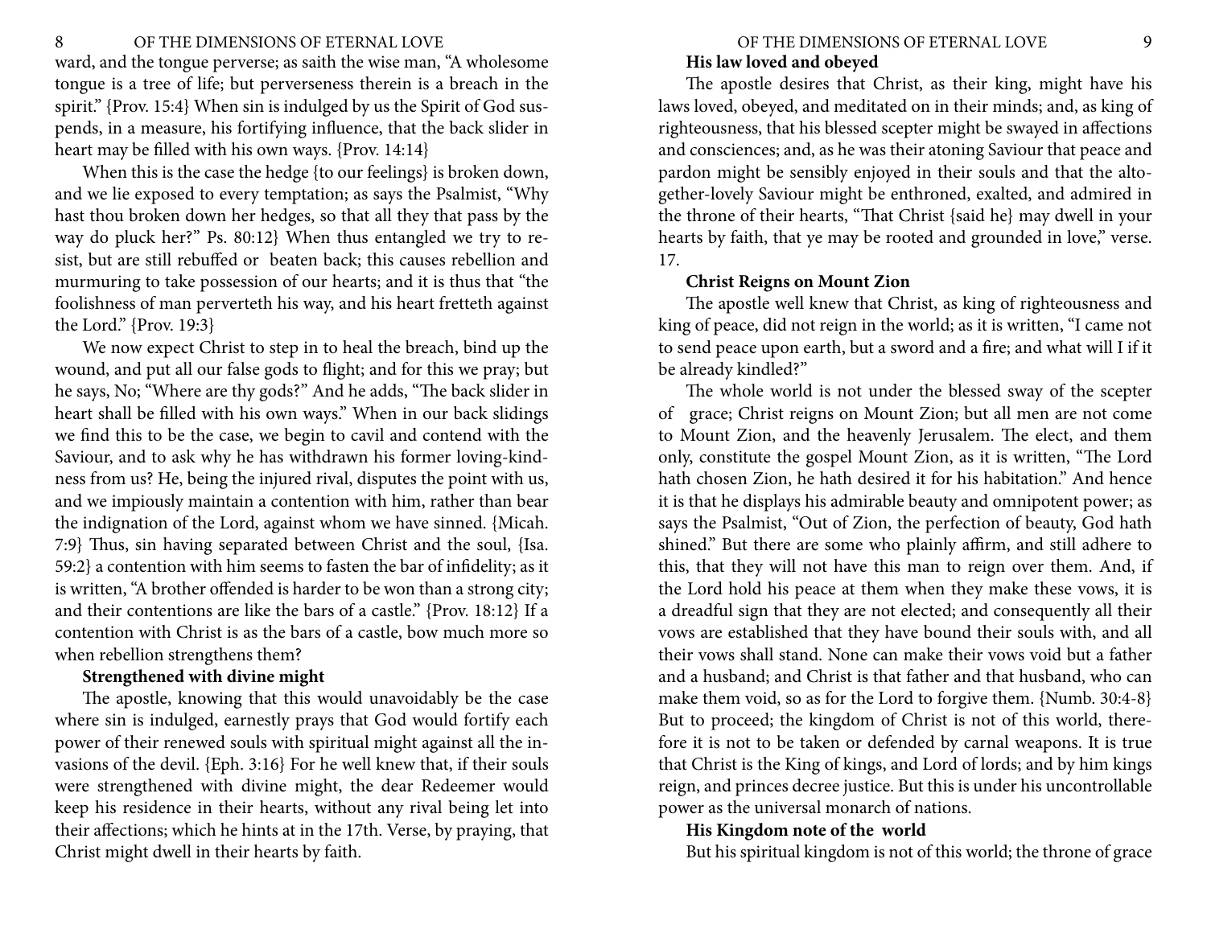ward, and the tongue perverse; as saith the wise man, "A wholesome tongue is a tree of life; but perverseness therein is a breach in the spirit." {Prov. 15:4} When sin is indulged by us the Spirit of God suspends, in a measure, his fortifying influence, that the back slider in heart may be filled with his own ways. {Prov. 14:14}

When this is the case the hedge {to our feelings} is broken down, and we lie exposed to every temptation; as says the Psalmist, "Why hast thou broken down her hedges, so that all they that pass by the way do pluck her?" Ps. 80:12} When thus entangled we try to resist, but are still rebuffed or beaten back; this causes rebellion and murmuring to take possession of our hearts; and it is thus that "the foolishness of man perverteth his way, and his heart fretteth against the Lord." {Prov. 19:3}

We now expect Christ to step in to heal the breach, bind up the wound, and put all our false gods to flight; and for this we pray; but he says, No; "Where are thy gods?" And he adds, "The back slider in heart shall be filled with his own ways." When in our back slidings we find this to be the case, we begin to cavil and contend with the Saviour, and to ask why he has withdrawn his former loving-kindness from us? He, being the injured rival, disputes the point with us, and we impiously maintain a contention with him, rather than bear the indignation of the Lord, against whom we have sinned. {Micah. 7:9} Thus, sin having separated between Christ and the soul, {Isa. 59:2} a contention with him seems to fasten the bar of infidelity; as it is written, "A brother offended is harder to be won than a strong city; and their contentions are like the bars of a castle." {Prov. 18:12} If a contention with Christ is as the bars of a castle, bow much more so when rebellion strengthens them?

**Strengthened with divine might**

The apostle, knowing that this would unavoidably be the case where sin is indulged, earnestly prays that God would fortify each power of their renewed souls with spiritual might against all the invasions of the devil. {Eph. 3:16} For he well knew that, if their souls were strengthened with divine might, the dear Redeemer would keep his residence in their hearts, without any rival being let into their affections; which he hints at in the 17th. Verse, by praying, that Christ might dwell in their hearts by faith.

**His law loved and obeyed**

The apostle desires that Christ, as their king, might have his laws loved, obeyed, and meditated on in their minds; and, as king of righteousness, that his blessed scepter might be swayed in affections and consciences; and, as he was their atoning Saviour that peace and pardon might be sensibly enjoyed in their souls and that the altogether-lovely Saviour might be enthroned, exalted, and admired in the throne of their hearts, "That Christ {said he} may dwell in your hearts by faith, that ye may be rooted and grounded in love," verse. 17.

**Christ Reigns on Mount Zion**

The apostle well knew that Christ, as king of righteousness and king of peace, did not reign in the world; as it is written, "I came not to send peace upon earth, but a sword and a fire; and what will I if it be already kindled?"

The whole world is not under the blessed sway of the scepter of grace; Christ reigns on Mount Zion; but all men are not come to Mount Zion, and the heavenly Jerusalem. The elect, and them only, constitute the gospel Mount Zion, as it is written, "The Lord hath chosen Zion, he hath desired it for his habitation." And hence it is that he displays his admirable beauty and omnipotent power; as says the Psalmist, "Out of Zion, the perfection of beauty, God hath shined." But there are some who plainly affirm, and still adhere to this, that they will not have this man to reign over them. And, if the Lord hold his peace at them when they make these vows, it is a dreadful sign that they are not elected; and consequently all their vows are established that they have bound their souls with, and all their vows shall stand. None can make their vows void but a father and a husband; and Christ is that father and that husband, who can make them void, so as for the Lord to forgive them. {Numb. 30:4-8} But to proceed; the kingdom of Christ is not of this world, therefore it is not to be taken or defended by carnal weapons. It is true that Christ is the King of kings, and Lord of lords; and by him kings reign, and princes decree justice. But this is under his uncontrollable power as the universal monarch of nations.

**His Kingdom note of the world**

But his spiritual kingdom is not of this world; the throne of grace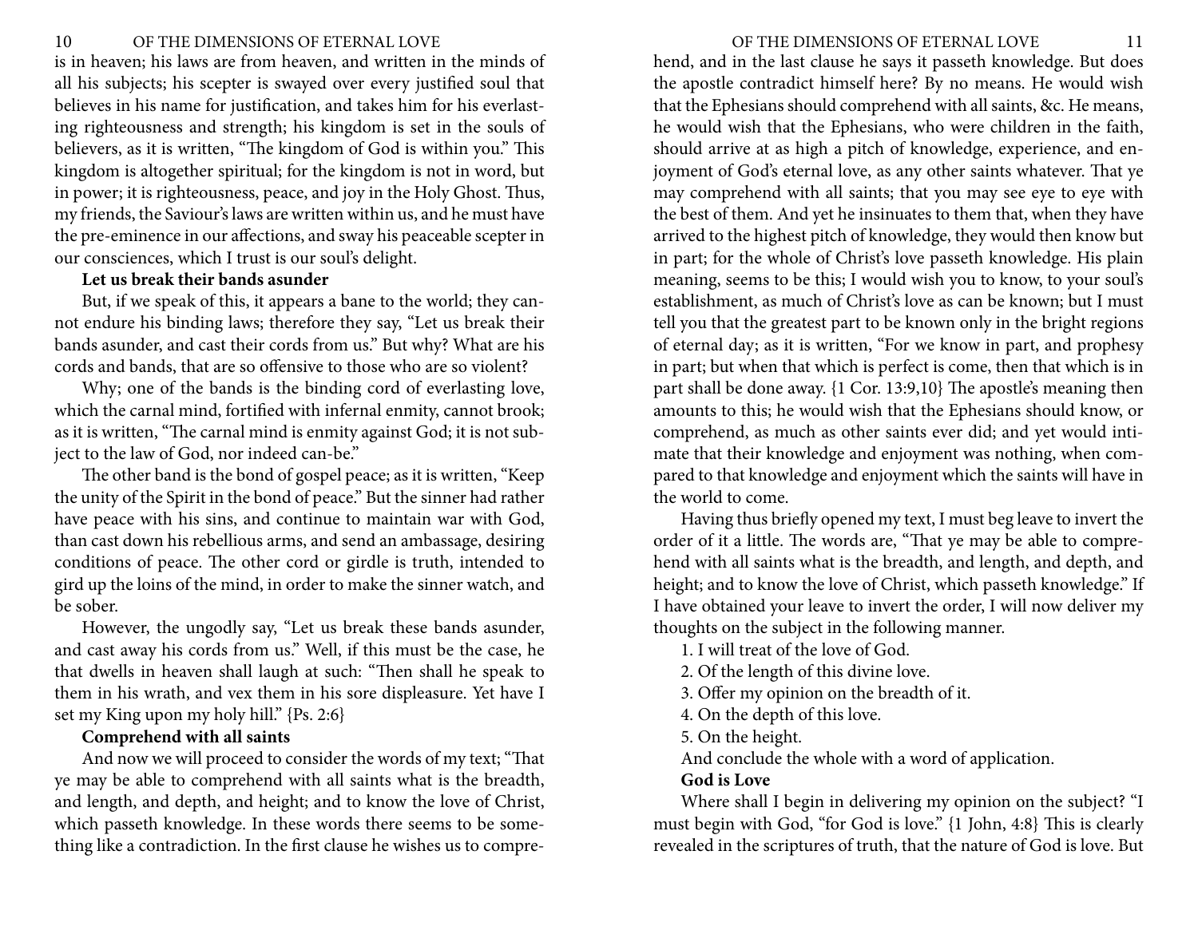is in heaven; his laws are from heaven, and written in the minds of all his subjects; his scepter is swayed over every justified soul that believes in his name for justification, and takes him for his everlasting righteousness and strength; his kingdom is set in the souls of believers, as it is written, "The kingdom of God is within you." This kingdom is altogether spiritual; for the kingdom is not in word, but in power; it is righteousness, peace, and joy in the Holy Ghost. Thus, my friends, the Saviour's laws are written within us, and he must have the pre-eminence in our affections, and sway his peaceable scepter in our consciences, which I trust is our soul's delight.

**Let us break their bands asunder**

But, if we speak of this, it appears a bane to the world; they cannot endure his binding laws; therefore they say, "Let us break their bands asunder, and cast their cords from us." But why? What are his cords and bands, that are so offensive to those who are so violent?

Why; one of the bands is the binding cord of everlasting love, which the carnal mind, fortified with infernal enmity, cannot brook; as it is written, "The carnal mind is enmity against God; it is not subject to the law of God, nor indeed can-be."

The other band is the bond of gospel peace; as it is written, "Keep the unity of the Spirit in the bond of peace." But the sinner had rather have peace with his sins, and continue to maintain war with God, than cast down his rebellious arms, and send an ambassage, desiring conditions of peace. The other cord or girdle is truth, intended to gird up the loins of the mind, in order to make the sinner watch, and be sober.

However, the ungodly say, "Let us break these bands asunder, and cast away his cords from us." Well, if this must be the case, he that dwells in heaven shall laugh at such: "Then shall he speak to them in his wrath, and vex them in his sore displeasure. Yet have I set my King upon my holy hill." {Ps. 2:6}

**Comprehend with all saints**

And now we will proceed to consider the words of my text; "That ye may be able to comprehend with all saints what is the breadth, and length, and depth, and height; and to know the love of Christ, which passeth knowledge. In these words there seems to be something like a contradiction. In the first clause he wishes us to comprehend, and in the last clause he says it passeth knowledge. But does the apostle contradict himself here? By no means. He would wish that the Ephesians should comprehend with all saints, &c. He means, he would wish that the Ephesians, who were children in the faith, should arrive at as high a pitch of knowledge, experience, and enjoyment of God's eternal love, as any other saints whatever. That ye may comprehend with all saints; that you may see eye to eye with the best of them. And yet he insinuates to them that, when they have arrived to the highest pitch of knowledge, they would then know but in part; for the whole of Christ's love passeth knowledge. His plain meaning, seems to be this; I would wish you to know, to your soul's establishment, as much of Christ's love as can be known; but I must tell you that the greatest part to be known only in the bright regions of eternal day; as it is written, "For we know in part, and prophesy in part; but when that which is perfect is come, then that which is in part shall be done away. {1 Cor. 13:9,10} The apostle's meaning then amounts to this; he would wish that the Ephesians should know, or comprehend, as much as other saints ever did; and yet would intimate that their knowledge and enjoyment was nothing, when compared to that knowledge and enjoyment which the saints will have in the world to come.

Having thus briefly opened my text, I must beg leave to invert the order of it a little. The words are, "That ye may be able to comprehend with all saints what is the breadth, and length, and depth, and height; and to know the love of Christ, which passeth knowledge." If I have obtained your leave to invert the order, I will now deliver my thoughts on the subject in the following manner.

1. I will treat of the love of God.
2. Of the length of this divine love.
3. Offer my opinion on the breadth of it.
4. On the depth of this love.
5. On the height.

And conclude the whole with a word of application.

**God is Love**

Where shall I begin in delivering my opinion on the subject? "I must begin with God, "for God is love." {1 John, 4:8} This is clearly revealed in the scriptures of truth, that the nature of God is love. But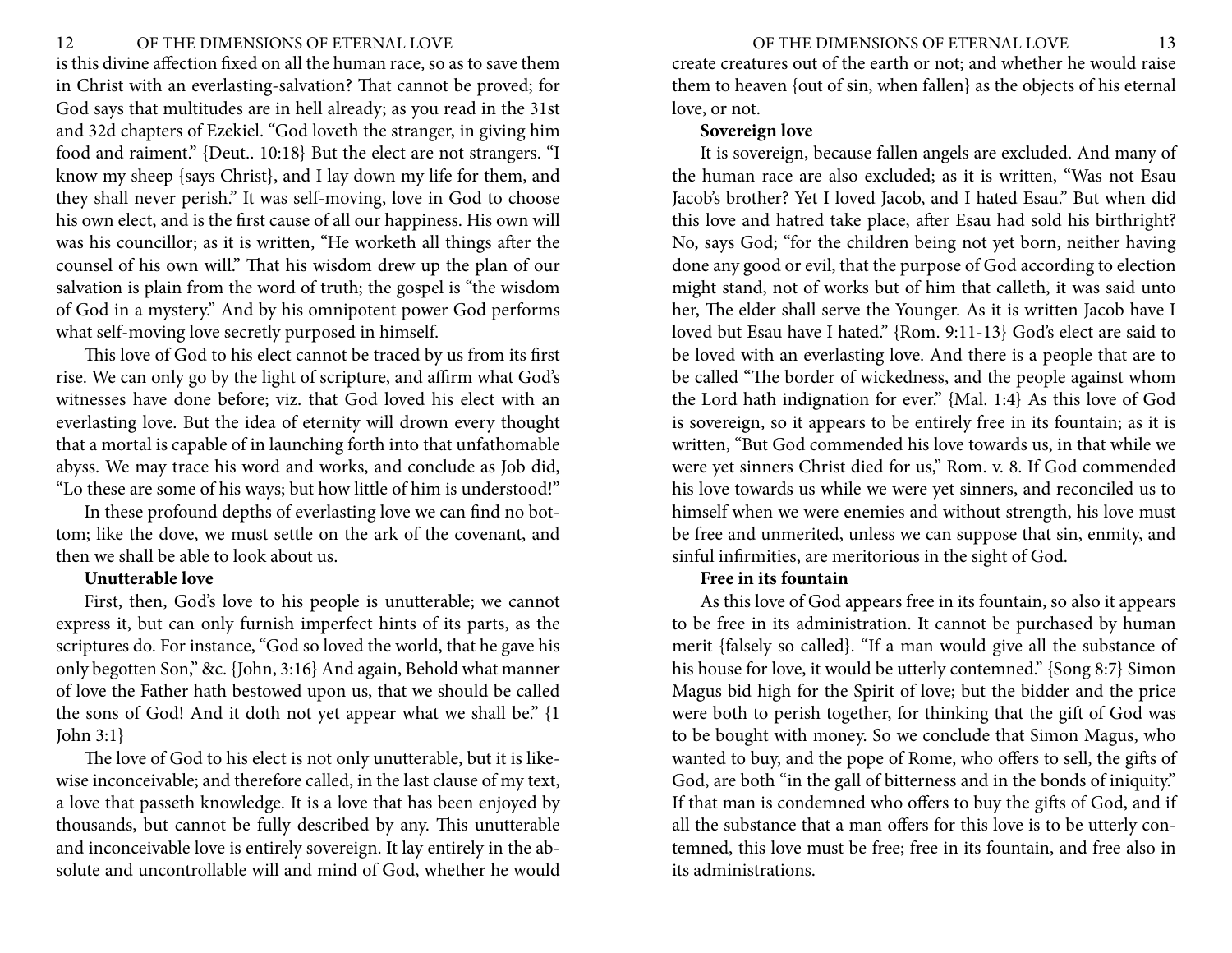is this divine affection fixed on all the human race, so as to save them in Christ with an everlasting-salvation? That cannot be proved; for God says that multitudes are in hell already; as you read in the 31st and 32d chapters of Ezekiel. "God loveth the stranger, in giving him food and raiment." {Deut.. 10:18} But the elect are not strangers. "I know my sheep {says Christ}, and I lay down my life for them, and they shall never perish." It was self-moving, love in God to choose his own elect, and is the first cause of all our happiness. His own will was his councillor; as it is written, "He worketh all things after the counsel of his own will." That his wisdom drew up the plan of our salvation is plain from the word of truth; the gospel is "the wisdom of God in a mystery." And by his omnipotent power God performs what self-moving love secretly purposed in himself.

This love of God to his elect cannot be traced by us from its first rise. We can only go by the light of scripture, and affirm what God's witnesses have done before; viz. that God loved his elect with an everlasting love. But the idea of eternity will drown every thought that a mortal is capable of in launching forth into that unfathomable abyss. We may trace his word and works, and conclude as Job did, "Lo these are some of his ways; but how little of him is understood!"

In these profound depths of everlasting love we can find no bottom; like the dove, we must settle on the ark of the covenant, and then we shall be able to look about us.

**Unutterable love**

First, then, God's love to his people is unutterable; we cannot express it, but can only furnish imperfect hints of its parts, as the scriptures do. For instance, "God so loved the world, that he gave his only begotten Son," &c. {John, 3:16} And again, Behold what manner of love the Father hath bestowed upon us, that we should be called the sons of God! And it doth not yet appear what we shall be." {1 John 3:1}

The love of God to his elect is not only unutterable, but it is likewise inconceivable; and therefore called, in the last clause of my text, a love that passeth knowledge. It is a love that has been enjoyed by thousands, but cannot be fully described by any. This unutterable and inconceivable love is entirely sovereign. It lay entirely in the absolute and uncontrollable will and mind of God, whether he would create creatures out of the earth or not; and whether he would raise them to heaven {out of sin, when fallen} as the objects of his eternal love, or not.

**Sovereign love**

It is sovereign, because fallen angels are excluded. And many of the human race are also excluded; as it is written, "Was not Esau Jacob's brother? Yet I loved Jacob, and I hated Esau." But when did this love and hatred take place, after Esau had sold his birthright? No, says God; "for the children being not yet born, neither having done any good or evil, that the purpose of God according to election might stand, not of works but of him that calleth, it was said unto her, The elder shall serve the Younger. As it is written Jacob have I loved but Esau have I hated." {Rom. 9:11-13} God's elect are said to be loved with an everlasting love. And there is a people that are to be called "The border of wickedness, and the people against whom the Lord hath indignation for ever." {Mal. 1:4} As this love of God is sovereign, so it appears to be entirely free in its fountain; as it is written, "But God commended his love towards us, in that while we were yet sinners Christ died for us," Rom. v. 8. If God commended his love towards us while we were yet sinners, and reconciled us to himself when we were enemies and without strength, his love must be free and unmerited, unless we can suppose that sin, enmity, and sinful infirmities, are meritorious in the sight of God.

**Free in its fountain**

As this love of God appears free in its fountain, so also it appears to be free in its administration. It cannot be purchased by human merit {falsely so called}. "If a man would give all the substance of his house for love, it would be utterly contemned." {Song 8:7} Simon Magus bid high for the Spirit of love; but the bidder and the price were both to perish together, for thinking that the gift of God was to be bought with money. So we conclude that Simon Magus, who wanted to buy, and the pope of Rome, who offers to sell, the gifts of God, are both "in the gall of bitterness and in the bonds of iniquity." If that man is condemned who offers to buy the gifts of God, and if all the substance that a man offers for this love is to be utterly contemned, this love must be free; free in its fountain, and free also in its administrations.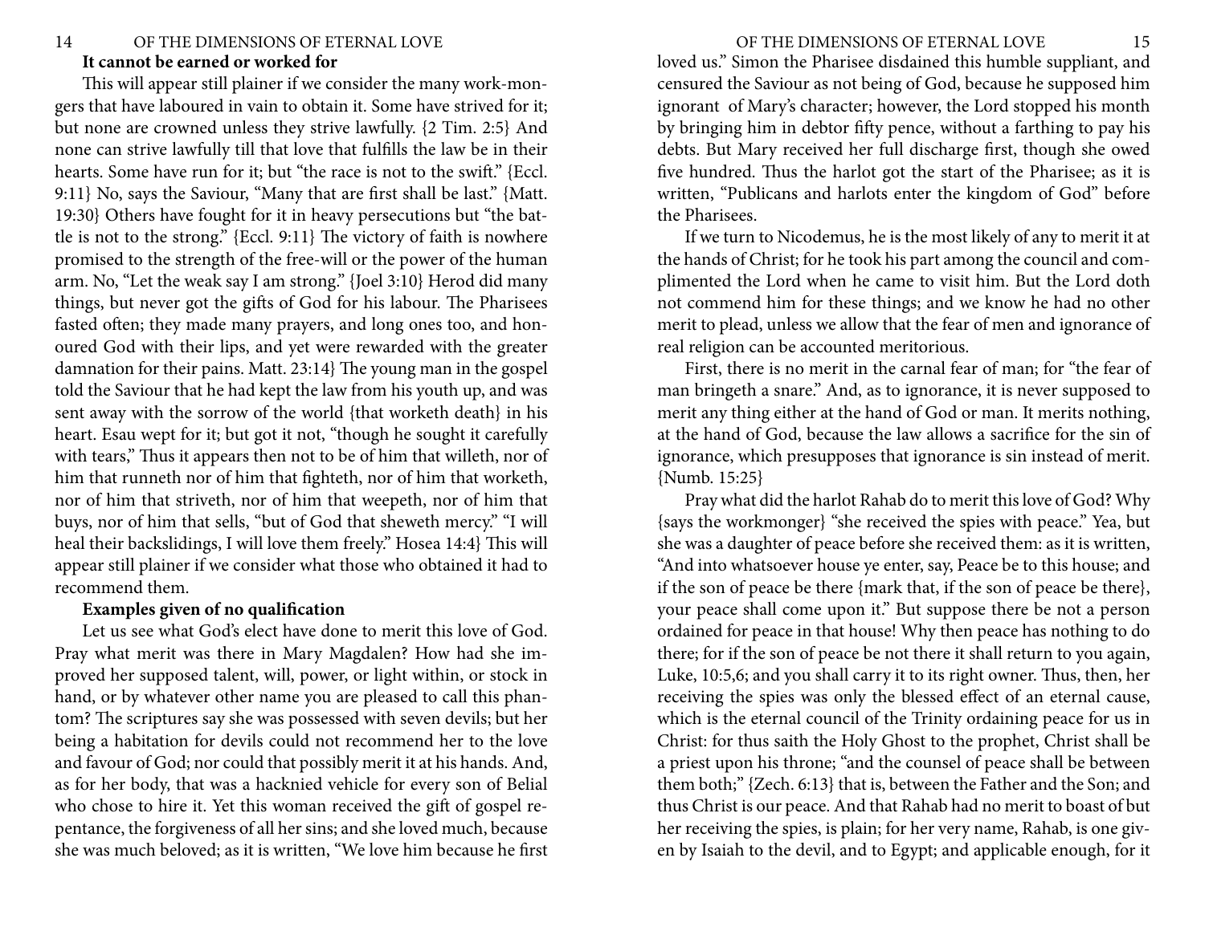**It cannot be earned or worked for**

This will appear still plainer if we consider the many work-mongers that have laboured in vain to obtain it. Some have strived for it; but none are crowned unless they strive lawfully. {2 Tim. 2:5} And none can strive lawfully till that love that fulfills the law be in their hearts. Some have run for it; but "the race is not to the swift." {Eccl. 9:11} No, says the Saviour, "Many that are first shall be last." {Matt. 19:30} Others have fought for it in heavy persecutions but "the battle is not to the strong." {Eccl. 9:11} The victory of faith is nowhere promised to the strength of the free-will or the power of the human arm. No, "Let the weak say I am strong." {Joel 3:10} Herod did many things, but never got the gifts of God for his labour. The Pharisees fasted often; they made many prayers, and long ones too, and honoured God with their lips, and yet were rewarded with the greater damnation for their pains. Matt. 23:14} The young man in the gospel told the Saviour that he had kept the law from his youth up, and was sent away with the sorrow of the world {that worketh death} in his heart. Esau wept for it; but got it not, "though he sought it carefully with tears," Thus it appears then not to be of him that willeth, nor of him that runneth nor of him that fighteth, nor of him that worketh, nor of him that striveth, nor of him that weepeth, nor of him that buys, nor of him that sells, "but of God that sheweth mercy." "I will heal their backslidings, I will love them freely." Hosea 14:4} This will appear still plainer if we consider what those who obtained it had to recommend them.

**Examples given of no qualification**

Let us see what God's elect have done to merit this love of God. Pray what merit was there in Mary Magdalen? How had she improved her supposed talent, will, power, or light within, or stock in hand, or by whatever other name you are pleased to call this phantom? The scriptures say she was possessed with seven devils; but her being a habitation for devils could not recommend her to the love and favour of God; nor could that possibly merit it at his hands. And, as for her body, that was a hacknied vehicle for every son of Belial who chose to hire it. Yet this woman received the gift of gospel repentance, the forgiveness of all her sins; and she loved much, because she was much beloved; as it is written, "We love him because he first loved us." Simon the Pharisee disdained this humble suppliant, and censured the Saviour as not being of God, because he supposed him ignorant of Mary's character; however, the Lord stopped his month by bringing him in debtor fifty pence, without a farthing to pay his debts. But Mary received her full discharge first, though she owed five hundred. Thus the harlot got the start of the Pharisee; as it is written, "Publicans and harlots enter the kingdom of God" before the Pharisees.

If we turn to Nicodemus, he is the most likely of any to merit it at the hands of Christ; for he took his part among the council and complimented the Lord when he came to visit him. But the Lord doth not commend him for these things; and we know he had no other merit to plead, unless we allow that the fear of men and ignorance of real religion can be accounted meritorious.

First, there is no merit in the carnal fear of man; for "the fear of man bringeth a snare." And, as to ignorance, it is never supposed to merit any thing either at the hand of God or man. It merits nothing, at the hand of God, because the law allows a sacrifice for the sin of ignorance, which presupposes that ignorance is sin instead of merit. {Numb. 15:25}

Pray what did the harlot Rahab do to merit this love of God? Why {says the workmonger} "she received the spies with peace." Yea, but she was a daughter of peace before she received them: as it is written, "And into whatsoever house ye enter, say, Peace be to this house; and if the son of peace be there {mark that, if the son of peace be there}, your peace shall come upon it." But suppose there be not a person ordained for peace in that house! Why then peace has nothing to do there; for if the son of peace be not there it shall return to you again, Luke, 10:5,6; and you shall carry it to its right owner. Thus, then, her receiving the spies was only the blessed effect of an eternal cause, which is the eternal council of the Trinity ordaining peace for us in Christ: for thus saith the Holy Ghost to the prophet, Christ shall be a priest upon his throne; "and the counsel of peace shall be between them both;" {Zech. 6:13} that is, between the Father and the Son; and thus Christ is our peace. And that Rahab had no merit to boast of but her receiving the spies, is plain; for her very name, Rahab, is one given by Isaiah to the devil, and to Egypt; and applicable enough, for it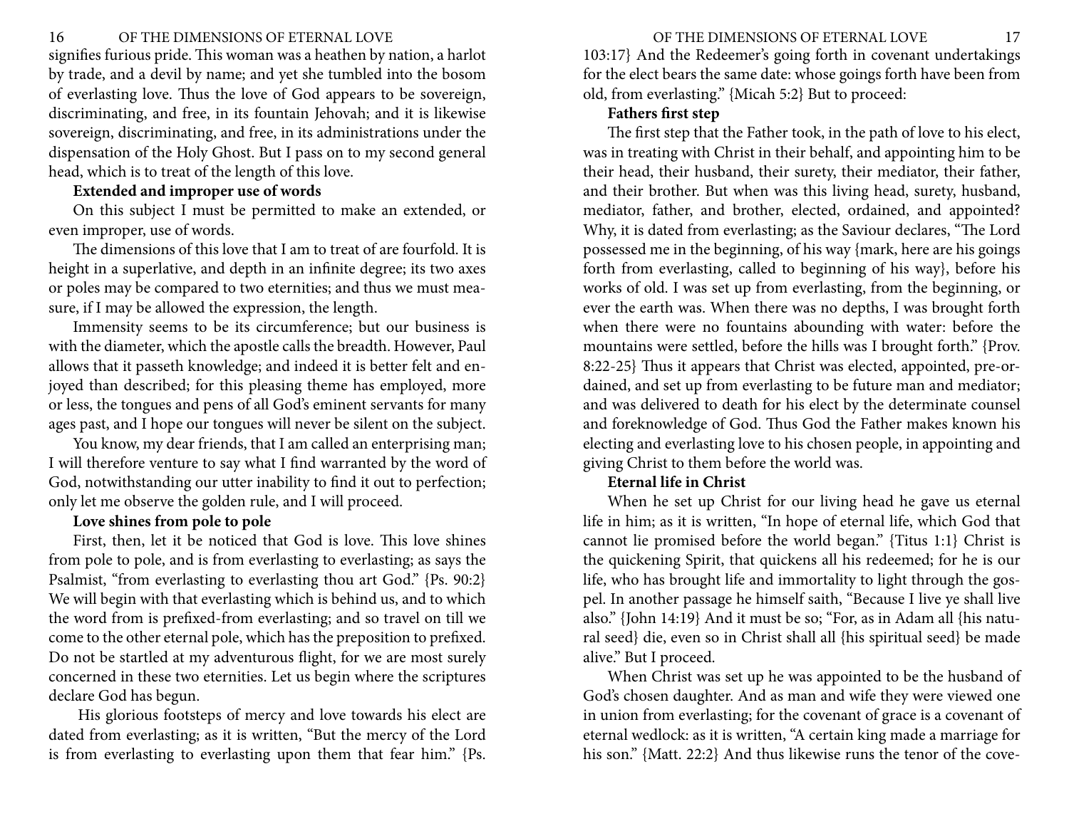signifies furious pride. This woman was a heathen by nation, a harlot by trade, and a devil by name; and yet she tumbled into the bosom of everlasting love. Thus the love of God appears to be sovereign, discriminating, and free, in its fountain Jehovah; and it is likewise sovereign, discriminating, and free, in its administrations under the dispensation of the Holy Ghost. But I pass on to my second general head, which is to treat of the length of this love.

**Extended and improper use of words**

On this subject I must be permitted to make an extended, or even improper, use of words.

The dimensions of this love that I am to treat of are fourfold. It is height in a superlative, and depth in an infinite degree; its two axes or poles may be compared to two eternities; and thus we must measure, if I may be allowed the expression, the length.

Immensity seems to be its circumference; but our business is with the diameter, which the apostle calls the breadth. However, Paul allows that it passeth knowledge; and indeed it is better felt and enjoyed than described; for this pleasing theme has employed, more or less, the tongues and pens of all God's eminent servants for many ages past, and I hope our tongues will never be silent on the subject.

You know, my dear friends, that I am called an enterprising man; I will therefore venture to say what I find warranted by the word of God, notwithstanding our utter inability to find it out to perfection; only let me observe the golden rule, and I will proceed.

**Love shines from pole to pole**

First, then, let it be noticed that God is love. This love shines from pole to pole, and is from everlasting to everlasting; as says the Psalmist, "from everlasting to everlasting thou art God." {Ps. 90:2} We will begin with that everlasting which is behind us, and to which the word from is prefixed-from everlasting; and so travel on till we come to the other eternal pole, which has the preposition to prefixed. Do not be startled at my adventurous flight, for we are most surely concerned in these two eternities. Let us begin where the scriptures declare God has begun.

His glorious footsteps of mercy and love towards his elect are dated from everlasting; as it is written, "But the mercy of the Lord is from everlasting to everlasting upon them that fear him." {Ps. 103:17} And the Redeemer's going forth in covenant undertakings for the elect bears the same date: whose goings forth have been from old, from everlasting." {Micah 5:2} But to proceed:

**Fathers first step**

The first step that the Father took, in the path of love to his elect, was in treating with Christ in their behalf, and appointing him to be their head, their husband, their surety, their mediator, their father, and their brother. But when was this living head, surety, husband, mediator, father, and brother, elected, ordained, and appointed? Why, it is dated from everlasting; as the Saviour declares, "The Lord possessed me in the beginning, of his way {mark, here are his goings forth from everlasting, called to beginning of his way}, before his works of old. I was set up from everlasting, from the beginning, or ever the earth was. When there was no depths, I was brought forth when there were no fountains abounding with water: before the mountains were settled, before the hills was I brought forth." {Prov. 8:22-25} Thus it appears that Christ was elected, appointed, pre-ordained, and set up from everlasting to be future man and mediator; and was delivered to death for his elect by the determinate counsel and foreknowledge of God. Thus God the Father makes known his electing and everlasting love to his chosen people, in appointing and giving Christ to them before the world was.

**Eternal life in Christ**

When he set up Christ for our living head he gave us eternal life in him; as it is written, "In hope of eternal life, which God that cannot lie promised before the world began." {Titus 1:1} Christ is the quickening Spirit, that quickens all his redeemed; for he is our life, who has brought life and immortality to light through the gospel. In another passage he himself saith, "Because I live ye shall live also." {John 14:19} And it must be so; "For, as in Adam all {his natural seed} die, even so in Christ shall all {his spiritual seed} be made alive." But I proceed.

When Christ was set up he was appointed to be the husband of God's chosen daughter. And as man and wife they were viewed one in union from everlasting; for the covenant of grace is a covenant of eternal wedlock: as it is written, "A certain king made a marriage for his son." {Matt. 22:2} And thus likewise runs the tenor of the cove-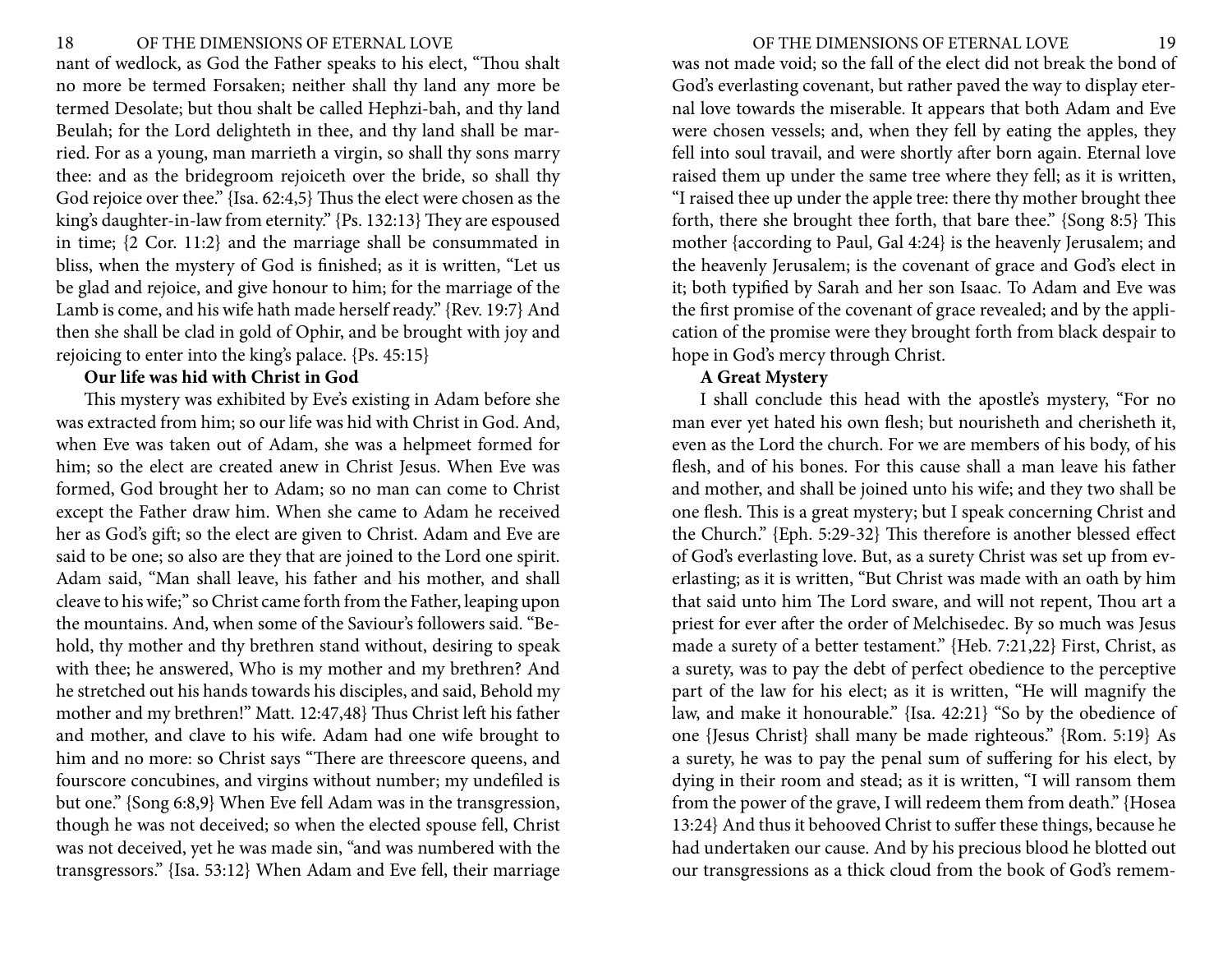nant of wedlock, as God the Father speaks to his elect, "Thou shalt no more be termed Forsaken; neither shall thy land any more be termed Desolate; but thou shalt be called Hephzi-bah, and thy land Beulah; for the Lord delighteth in thee, and thy land shall be married. For as a young, man marrieth a virgin, so shall thy sons marry thee: and as the bridegroom rejoiceth over the bride, so shall thy God rejoice over thee." {Isa. 62:4,5} Thus the elect were chosen as the king's daughter-in-law from eternity." {Ps. 132:13} They are espoused in time; {2 Cor. 11:2} and the marriage shall be consummated in bliss, when the mystery of God is finished; as it is written, "Let us be glad and rejoice, and give honour to him; for the marriage of the Lamb is come, and his wife hath made herself ready." {Rev. 19:7} And then she shall be clad in gold of Ophir, and be brought with joy and rejoicing to enter into the king's palace. {Ps. 45:15}

**Our life was hid with Christ in God**

This mystery was exhibited by Eve's existing in Adam before she was extracted from him; so our life was hid with Christ in God. And, when Eve was taken out of Adam, she was a helpmeet formed for him; so the elect are created anew in Christ Jesus. When Eve was formed, God brought her to Adam; so no man can come to Christ except the Father draw him. When she came to Adam he received her as God's gift; so the elect are given to Christ. Adam and Eve are said to be one; so also are they that are joined to the Lord one spirit. Adam said, "Man shall leave, his father and his mother, and shall cleave to his wife;" so Christ came forth from the Father, leaping upon the mountains. And, when some of the Saviour's followers said. "Behold, thy mother and thy brethren stand without, desiring to speak with thee; he answered, Who is my mother and my brethren? And he stretched out his hands towards his disciples, and said, Behold my mother and my brethren!" Matt. 12:47,48} Thus Christ left his father and mother, and clave to his wife. Adam had one wife brought to him and no more: so Christ says "There are threescore queens, and fourscore concubines, and virgins without number; my undefiled is but one." {Song 6:8,9} When Eve fell Adam was in the transgression, though he was not deceived; so when the elected spouse fell, Christ was not deceived, yet he was made sin, "and was numbered with the transgressors." {Isa. 53:12} When Adam and Eve fell, their marriage was not made void; so the fall of the elect did not break the bond of God's everlasting covenant, but rather paved the way to display eternal love towards the miserable. It appears that both Adam and Eve were chosen vessels; and, when they fell by eating the apples, they fell into soul travail, and were shortly after born again. Eternal love raised them up under the same tree where they fell; as it is written, "I raised thee up under the apple tree: there thy mother brought thee forth, there she brought thee forth, that bare thee." {Song 8:5} This mother {according to Paul, Gal 4:24} is the heavenly Jerusalem; and the heavenly Jerusalem; is the covenant of grace and God's elect in it; both typified by Sarah and her son Isaac. To Adam and Eve was the first promise of the covenant of grace revealed; and by the application of the promise were they brought forth from black despair to hope in God's mercy through Christ.

**A Great Mystery**

I shall conclude this head with the apostle's mystery, "For no man ever yet hated his own flesh; but nourisheth and cherisheth it, even as the Lord the church. For we are members of his body, of his flesh, and of his bones. For this cause shall a man leave his father and mother, and shall be joined unto his wife; and they two shall be one flesh. This is a great mystery; but I speak concerning Christ and the Church." {Eph. 5:29-32} This therefore is another blessed effect of God's everlasting love. But, as a surety Christ was set up from everlasting; as it is written, "But Christ was made with an oath by him that said unto him The Lord sware, and will not repent, Thou art a priest for ever after the order of Melchisedec. By so much was Jesus made a surety of a better testament." {Heb. 7:21,22} First, Christ, as a surety, was to pay the debt of perfect obedience to the perceptive part of the law for his elect; as it is written, "He will magnify the law, and make it honourable." {Isa. 42:21} "So by the obedience of one {Jesus Christ} shall many be made righteous." {Rom. 5:19} As a surety, he was to pay the penal sum of suffering for his elect, by dying in their room and stead; as it is written, "I will ransom them from the power of the grave, I will redeem them from death." {Hosea 13:24} And thus it behooved Christ to suffer these things, because he had undertaken our cause. And by his precious blood he blotted out our transgressions as a thick cloud from the book of God's remem-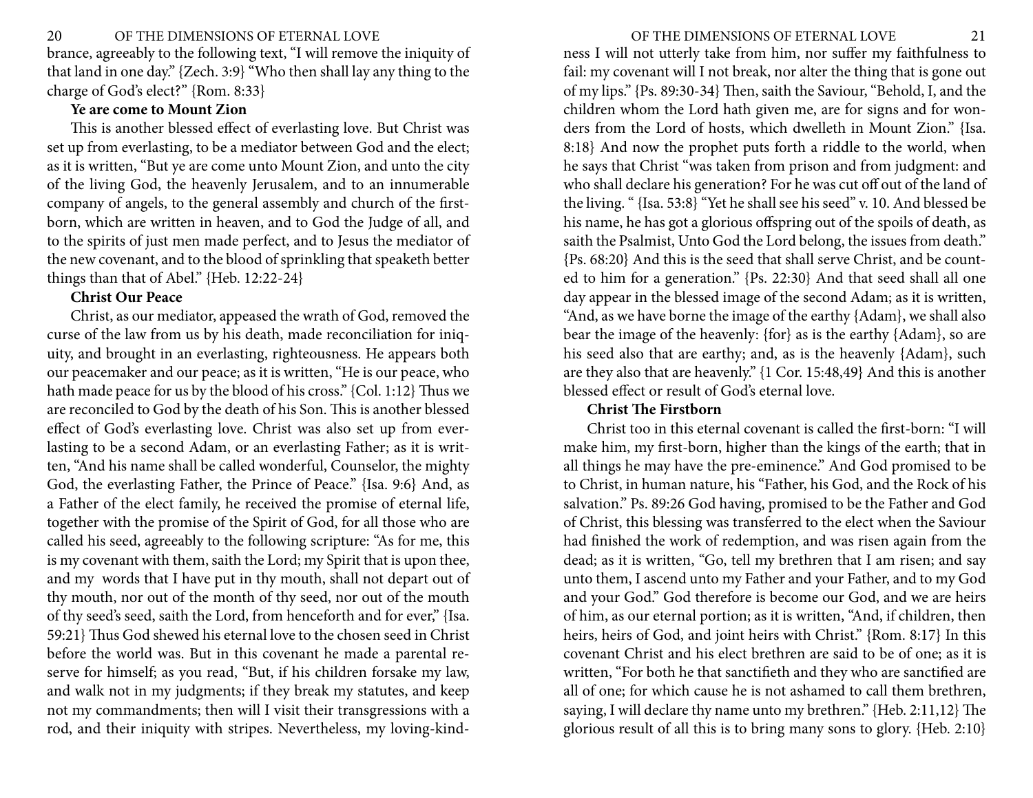brance, agreeably to the following text, "I will remove the iniquity of that land in one day." {Zech. 3:9} "Who then shall lay any thing to the charge of God's elect?" {Rom. 8:33}

**Ye are come to Mount Zion**

This is another blessed effect of everlasting love. But Christ was set up from everlasting, to be a mediator between God and the elect; as it is written, "But ye are come unto Mount Zion, and unto the city of the living God, the heavenly Jerusalem, and to an innumerable company of angels, to the general assembly and church of the first-born, which are written in heaven, and to God the Judge of all, and to the spirits of just men made perfect, and to Jesus the mediator of the new covenant, and to the blood of sprinkling that speaketh better things than that of Abel." {Heb. 12:22-24}

**Christ Our Peace**

Christ, as our mediator, appeased the wrath of God, removed the curse of the law from us by his death, made reconciliation for iniquity, and brought in an everlasting, righteousness. He appears both our peacemaker and our peace; as it is written, "He is our peace, who hath made peace for us by the blood of his cross." {Col. 1:12} Thus we are reconciled to God by the death of his Son. This is another blessed effect of God's everlasting love. Christ was also set up from everlasting to be a second Adam, or an everlasting Father; as it is written, "And his name shall be called wonderful, Counselor, the mighty God, the everlasting Father, the Prince of Peace." {Isa. 9:6} And, as a Father of the elect family, he received the promise of eternal life, together with the promise of the Spirit of God, for all those who are called his seed, agreeably to the following scripture: "As for me, this is my covenant with them, saith the Lord; my Spirit that is upon thee, and my words that I have put in thy mouth, shall not depart out of thy mouth, nor out of the month of thy seed, nor out of the mouth of thy seed's seed, saith the Lord, from henceforth and for ever," {Isa. 59:21} Thus God shewed his eternal love to the chosen seed in Christ before the world was. But in this covenant he made a parental reserve for himself; as you read, "But, if his children forsake my law, and walk not in my judgments; if they break my statutes, and keep not my commandments; then will I visit their transgressions with a rod, and their iniquity with stripes. Nevertheless, my loving-kindness I will not utterly take from him, nor suffer my faithfulness to fail: my covenant will I not break, nor alter the thing that is gone out of my lips." {Ps. 89:30-34} Then, saith the Saviour, "Behold, I, and the children whom the Lord hath given me, are for signs and for wonders from the Lord of hosts, which dwelleth in Mount Zion." {Isa. 8:18} And now the prophet puts forth a riddle to the world, when he says that Christ "was taken from prison and from judgment: and who shall declare his generation? For he was cut off out of the land of the living. " {Isa. 53:8} "Yet he shall see his seed" v. 10. And blessed be his name, he has got a glorious offspring out of the spoils of death, as saith the Psalmist, Unto God the Lord belong, the issues from death." {Ps. 68:20} And this is the seed that shall serve Christ, and be counted to him for a generation." {Ps. 22:30} And that seed shall all one day appear in the blessed image of the second Adam; as it is written, "And, as we have borne the image of the earthy {Adam}, we shall also bear the image of the heavenly: {for} as is the earthy {Adam}, so are his seed also that are earthy; and, as is the heavenly {Adam}, such are they also that are heavenly." {1 Cor. 15:48,49} And this is another blessed effect or result of God's eternal love.

**Christ The Firstborn**

Christ too in this eternal covenant is called the first-born: "I will make him, my first-born, higher than the kings of the earth; that in all things he may have the pre-eminence." And God promised to be to Christ, in human nature, his "Father, his God, and the Rock of his salvation." Ps. 89:26 God having, promised to be the Father and God of Christ, this blessing was transferred to the elect when the Saviour had finished the work of redemption, and was risen again from the dead; as it is written, "Go, tell my brethren that I am risen; and say unto them, I ascend unto my Father and your Father, and to my God and your God." God therefore is become our God, and we are heirs of him, as our eternal portion; as it is written, "And, if children, then heirs, heirs of God, and joint heirs with Christ." {Rom. 8:17} In this covenant Christ and his elect brethren are said to be of one; as it is written, "For both he that sanctifieth and they who are sanctified are all of one; for which cause he is not ashamed to call them brethren, saying, I will declare thy name unto my brethren." {Heb. 2:11,12} The glorious result of all this is to bring many sons to glory. {Heb. 2:10}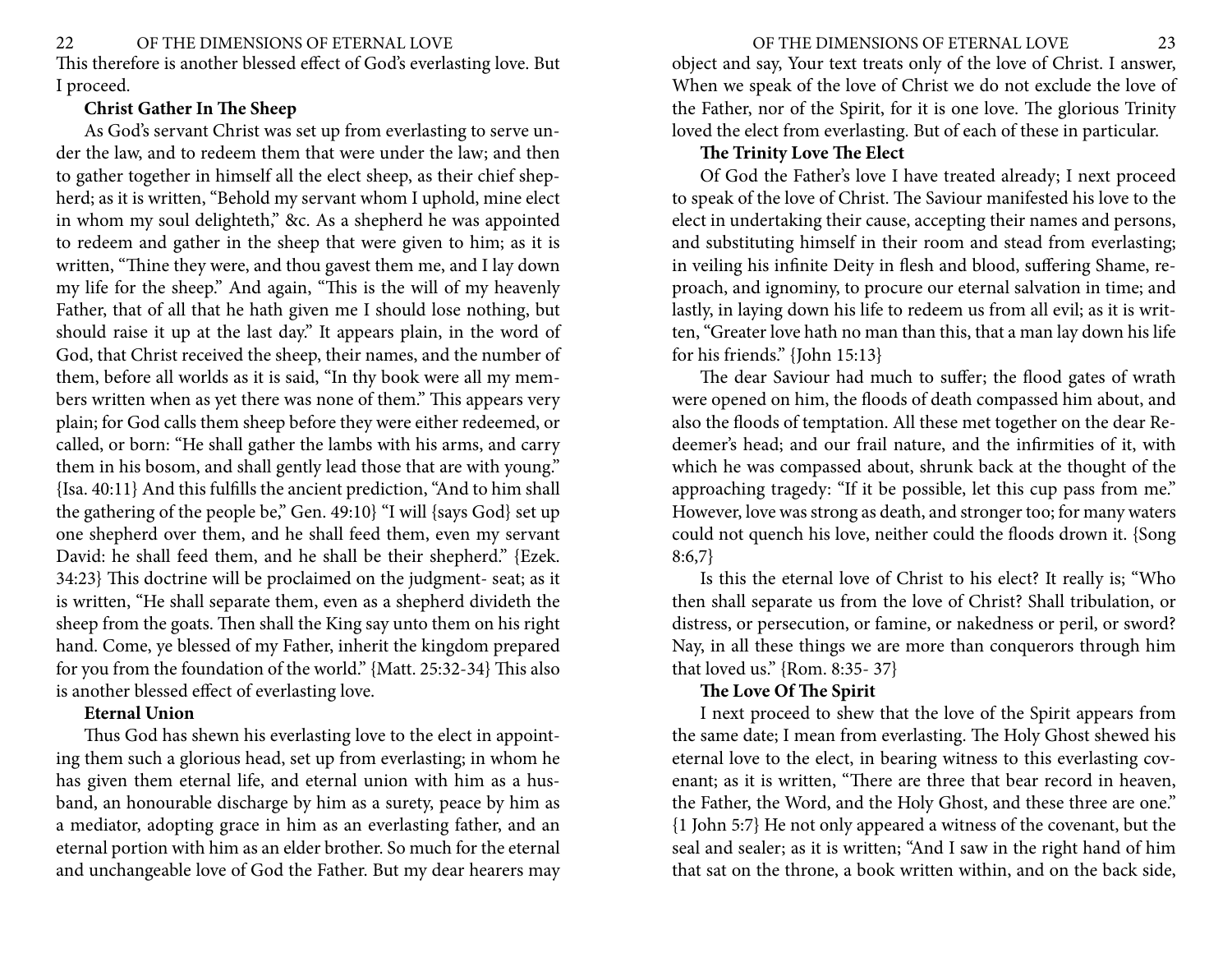This therefore is another blessed effect of God's everlasting love. But I proceed.

**Christ Gather In The Sheep**

As God's servant Christ was set up from everlasting to serve under the law, and to redeem them that were under the law; and then to gather together in himself all the elect sheep, as their chief shepherd; as it is written, "Behold my servant whom I uphold, mine elect in whom my soul delighteth," &c. As a shepherd he was appointed to redeem and gather in the sheep that were given to him; as it is written, "Thine they were, and thou gavest them me, and I lay down my life for the sheep." And again, "This is the will of my heavenly Father, that of all that he hath given me I should lose nothing, but should raise it up at the last day." It appears plain, in the word of God, that Christ received the sheep, their names, and the number of them, before all worlds as it is said, "In thy book were all my members written when as yet there was none of them." This appears very plain; for God calls them sheep before they were either redeemed, or called, or born: "He shall gather the lambs with his arms, and carry them in his bosom, and shall gently lead those that are with young." {Isa. 40:11} And this fulfills the ancient prediction, "And to him shall the gathering of the people be," Gen. 49:10} "I will {says God} set up one shepherd over them, and he shall feed them, even my servant David: he shall feed them, and he shall be their shepherd." {Ezek. 34:23} This doctrine will be proclaimed on the judgment- seat; as it is written, "He shall separate them, even as a shepherd divideth the sheep from the goats. Then shall the King say unto them on his right hand. Come, ye blessed of my Father, inherit the kingdom prepared for you from the foundation of the world." {Matt. 25:32-34} This also is another blessed effect of everlasting love.

**Eternal Union**

Thus God has shewn his everlasting love to the elect in appointing them such a glorious head, set up from everlasting; in whom he has given them eternal life, and eternal union with him as a husband, an honourable discharge by him as a surety, peace by him as a mediator, adopting grace in him as an everlasting father, and an eternal portion with him as an elder brother. So much for the eternal and unchangeable love of God the Father. But my dear hearers may object and say, Your text treats only of the love of Christ. I answer, When we speak of the love of Christ we do not exclude the love of the Father, nor of the Spirit, for it is one love. The glorious Trinity loved the elect from everlasting. But of each of these in particular.

**The Trinity Love The Elect**

Of God the Father's love I have treated already; I next proceed to speak of the love of Christ. The Saviour manifested his love to the elect in undertaking their cause, accepting their names and persons, and substituting himself in their room and stead from everlasting; in veiling his infinite Deity in flesh and blood, suffering Shame, reproach, and ignominy, to procure our eternal salvation in time; and lastly, in laying down his life to redeem us from all evil; as it is written, "Greater love hath no man than this, that a man lay down his life for his friends." {John 15:13}

The dear Saviour had much to suffer; the flood gates of wrath were opened on him, the floods of death compassed him about, and also the floods of temptation. All these met together on the dear Redeemer's head; and our frail nature, and the infirmities of it, with which he was compassed about, shrunk back at the thought of the approaching tragedy: "If it be possible, let this cup pass from me." However, love was strong as death, and stronger too; for many waters could not quench his love, neither could the floods drown it. {Song 8:6,7}

Is this the eternal love of Christ to his elect? It really is; "Who then shall separate us from the love of Christ? Shall tribulation, or distress, or persecution, or famine, or nakedness or peril, or sword? Nay, in all these things we are more than conquerors through him that loved us." {Rom. 8:35- 37}

**The Love Of The Spirit**

I next proceed to shew that the love of the Spirit appears from the same date; I mean from everlasting. The Holy Ghost shewed his eternal love to the elect, in bearing witness to this everlasting covenant; as it is written, "There are three that bear record in heaven, the Father, the Word, and the Holy Ghost, and these three are one." {1 John 5:7} He not only appeared a witness of the covenant, but the seal and sealer; as it is written; "And I saw in the right hand of him that sat on the throne, a book written within, and on the back side,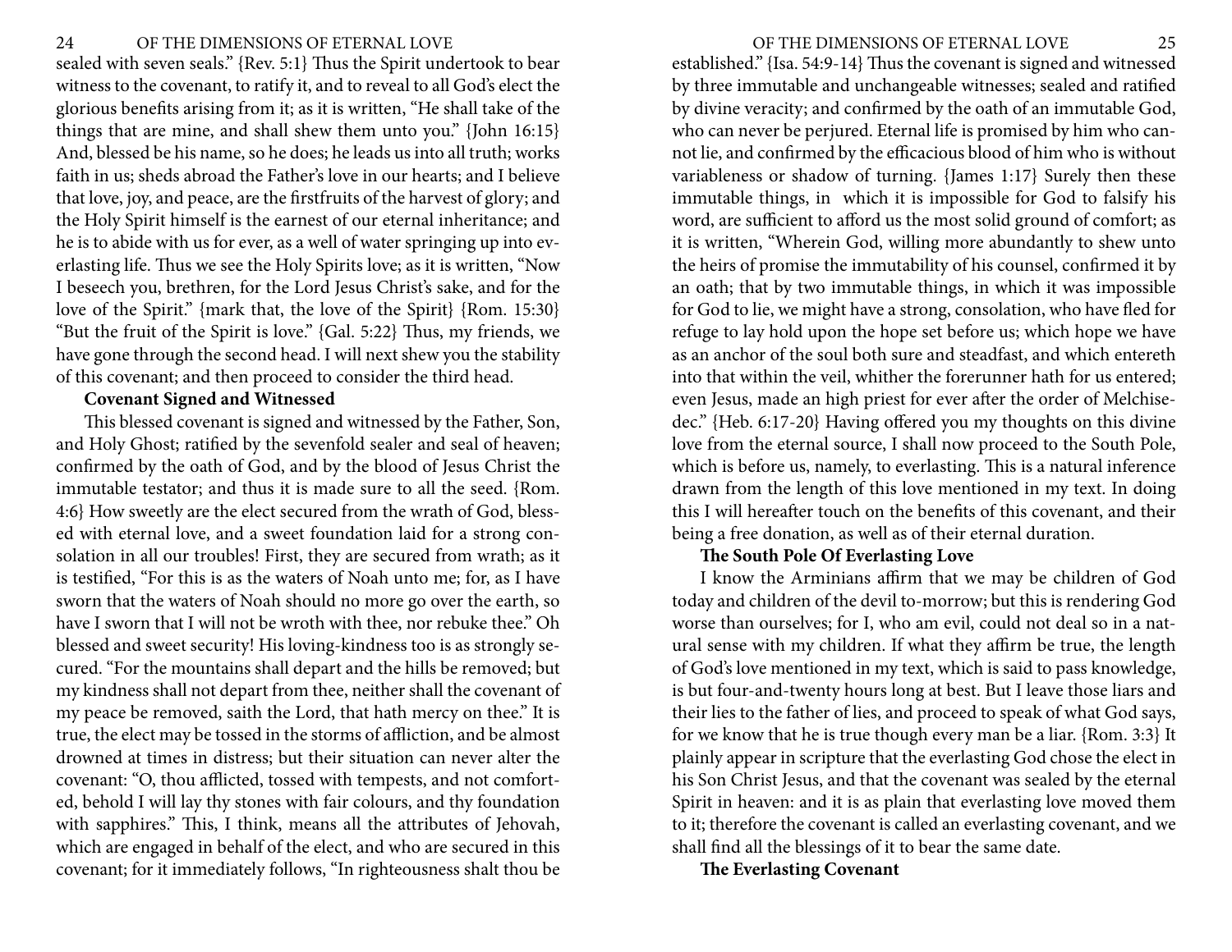sealed with seven seals." {Rev. 5:1} Thus the Spirit undertook to bear witness to the covenant, to ratify it, and to reveal to all God's elect the glorious benefits arising from it; as it is written, "He shall take of the things that are mine, and shall shew them unto you." {John 16:15} And, blessed be his name, so he does; he leads us into all truth; works faith in us; sheds abroad the Father's love in our hearts; and I believe that love, joy, and peace, are the firstfruits of the harvest of glory; and the Holy Spirit himself is the earnest of our eternal inheritance; and he is to abide with us for ever, as a well of water springing up into everlasting life. Thus we see the Holy Spirits love; as it is written, "Now I beseech you, brethren, for the Lord Jesus Christ's sake, and for the love of the Spirit." {mark that, the love of the Spirit} {Rom. 15:30} "But the fruit of the Spirit is love." {Gal. 5:22} Thus, my friends, we have gone through the second head. I will next shew you the stability of this covenant; and then proceed to consider the third head.

**Covenant Signed and Witnessed**

This blessed covenant is signed and witnessed by the Father, Son, and Holy Ghost; ratified by the sevenfold sealer and seal of heaven; confirmed by the oath of God, and by the blood of Jesus Christ the immutable testator; and thus it is made sure to all the seed. {Rom. 4:6} How sweetly are the elect secured from the wrath of God, blessed with eternal love, and a sweet foundation laid for a strong consolation in all our troubles! First, they are secured from wrath; as it is testified, "For this is as the waters of Noah unto me; for, as I have sworn that the waters of Noah should no more go over the earth, so have I sworn that I will not be wroth with thee, nor rebuke thee." Oh blessed and sweet security! His loving-kindness too is as strongly secured. "For the mountains shall depart and the hills be removed; but my kindness shall not depart from thee, neither shall the covenant of my peace be removed, saith the Lord, that hath mercy on thee." It is true, the elect may be tossed in the storms of affliction, and be almost drowned at times in distress; but their situation can never alter the covenant: "O, thou afflicted, tossed with tempests, and not comforted, behold I will lay thy stones with fair colours, and thy foundation with sapphires." This, I think, means all the attributes of Jehovah, which are engaged in behalf of the elect, and who are secured in this covenant; for it immediately follows, "In righteousness shalt thou be established." {Isa. 54:9-14} Thus the covenant is signed and witnessed by three immutable and unchangeable witnesses; sealed and ratified by divine veracity; and confirmed by the oath of an immutable God, who can never be perjured. Eternal life is promised by him who cannot lie, and confirmed by the efficacious blood of him who is without variableness or shadow of turning. {James 1:17} Surely then these immutable things, in which it is impossible for God to falsify his word, are sufficient to afford us the most solid ground of comfort; as it is written, "Wherein God, willing more abundantly to shew unto the heirs of promise the immutability of his counsel, confirmed it by an oath; that by two immutable things, in which it was impossible for God to lie, we might have a strong, consolation, who have fled for refuge to lay hold upon the hope set before us; which hope we have as an anchor of the soul both sure and steadfast, and which entereth into that within the veil, whither the forerunner hath for us entered; even Jesus, made an high priest for ever after the order of Melchisedec." {Heb. 6:17-20} Having offered you my thoughts on this divine love from the eternal source, I shall now proceed to the South Pole, which is before us, namely, to everlasting. This is a natural inference drawn from the length of this love mentioned in my text. In doing this I will hereafter touch on the benefits of this covenant, and their being a free donation, as well as of their eternal duration.

**The South Pole Of Everlasting Love**

I know the Arminians affirm that we may be children of God today and children of the devil to-morrow; but this is rendering God worse than ourselves; for I, who am evil, could not deal so in a natural sense with my children. If what they affirm be true, the length of God's love mentioned in my text, which is said to pass knowledge, is but four-and-twenty hours long at best. But I leave those liars and their lies to the father of lies, and proceed to speak of what God says, for we know that he is true though every man be a liar. {Rom. 3:3} It plainly appear in scripture that the everlasting God chose the elect in his Son Christ Jesus, and that the covenant was sealed by the eternal Spirit in heaven: and it is as plain that everlasting love moved them to it; therefore the covenant is called an everlasting covenant, and we shall find all the blessings of it to bear the same date.

**The Everlasting Covenant**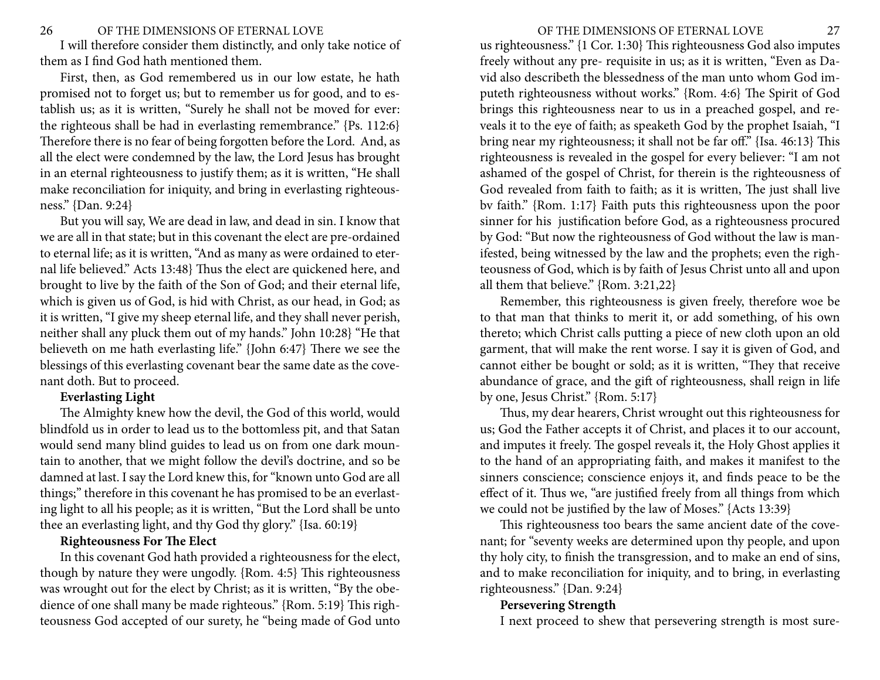I will therefore consider them distinctly, and only take notice of them as I find God hath mentioned them.

First, then, as God remembered us in our low estate, he hath promised not to forget us; but to remember us for good, and to establish us; as it is written, "Surely he shall not be moved for ever: the righteous shall be had in everlasting remembrance." {Ps. 112:6} Therefore there is no fear of being forgotten before the Lord. And, as all the elect were condemned by the law, the Lord Jesus has brought in an eternal righteousness to justify them; as it is written, "He shall make reconciliation for iniquity, and bring in everlasting righteousness." {Dan. 9:24}

But you will say, We are dead in law, and dead in sin. I know that we are all in that state; but in this covenant the elect are pre-ordained to eternal life; as it is written, "And as many as were ordained to eternal life believed." Acts 13:48} Thus the elect are quickened here, and brought to live by the faith of the Son of God; and their eternal life, which is given us of God, is hid with Christ, as our head, in God; as it is written, "I give my sheep eternal life, and they shall never perish, neither shall any pluck them out of my hands." John 10:28} "He that believeth on me hath everlasting life." {John 6:47} There we see the blessings of this everlasting covenant bear the same date as the covenant doth. But to proceed.

**Everlasting Light**

The Almighty knew how the devil, the God of this world, would blindfold us in order to lead us to the bottomless pit, and that Satan would send many blind guides to lead us on from one dark mountain to another, that we might follow the devil's doctrine, and so be damned at last. I say the Lord knew this, for "known unto God are all things;" therefore in this covenant he has promised to be an everlasting light to all his people; as it is written, "But the Lord shall be unto thee an everlasting light, and thy God thy glory." {Isa. 60:19}

**Righteousness For The Elect**

In this covenant God hath provided a righteousness for the elect, though by nature they were ungodly. {Rom. 4:5} This righteousness was wrought out for the elect by Christ; as it is written, "By the obedience of one shall many be made righteous." {Rom. 5:19} This righteousness God accepted of our surety, he "being made of God unto us righteousness." {1 Cor. 1:30} This righteousness God also imputes freely without any pre- requisite in us; as it is written, "Even as David also describeth the blessedness of the man unto whom God imputeth righteousness without works." {Rom. 4:6} The Spirit of God brings this righteousness near to us in a preached gospel, and reveals it to the eye of faith; as speaketh God by the prophet Isaiah, "I bring near my righteousness; it shall not be far off." {Isa. 46:13} This righteousness is revealed in the gospel for every believer: "I am not ashamed of the gospel of Christ, for therein is the righteousness of God revealed from faith to faith; as it is written, The just shall live bv faith." {Rom. 1:17} Faith puts this righteousness upon the poor sinner for his justification before God, as a righteousness procured by God: "But now the righteousness of God without the law is manifested, being witnessed by the law and the prophets; even the righteousness of God, which is by faith of Jesus Christ unto all and upon all them that believe." {Rom. 3:21,22}

Remember, this righteousness is given freely, therefore woe be to that man that thinks to merit it, or add something, of his own thereto; which Christ calls putting a piece of new cloth upon an old garment, that will make the rent worse. I say it is given of God, and cannot either be bought or sold; as it is written, "They that receive abundance of grace, and the gift of righteousness, shall reign in life by one, Jesus Christ." {Rom. 5:17}

Thus, my dear hearers, Christ wrought out this righteousness for us; God the Father accepts it of Christ, and places it to our account, and imputes it freely. The gospel reveals it, the Holy Ghost applies it to the hand of an appropriating faith, and makes it manifest to the sinners conscience; conscience enjoys it, and finds peace to be the effect of it. Thus we, "are justified freely from all things from which we could not be justified by the law of Moses." {Acts 13:39}

This righteousness too bears the same ancient date of the covenant; for "seventy weeks are determined upon thy people, and upon thy holy city, to finish the transgression, and to make an end of sins, and to make reconciliation for iniquity, and to bring, in everlasting righteousness." {Dan. 9:24}

**Persevering Strength**

I next proceed to shew that persevering strength is most sure-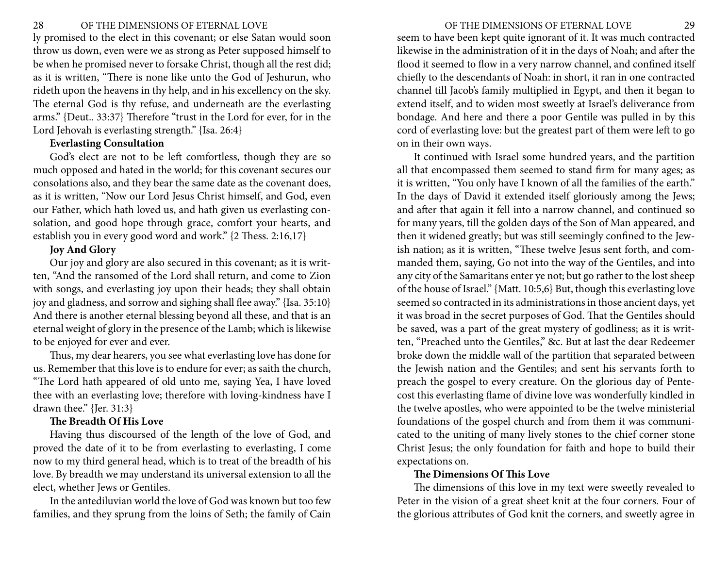ly promised to the elect in this covenant; or else Satan would soon throw us down, even were we as strong as Peter supposed himself to be when he promised never to forsake Christ, though all the rest did; as it is written, "There is none like unto the God of Jeshurun, who rideth upon the heavens in thy help, and in his excellency on the sky. The eternal God is thy refuse, and underneath are the everlasting arms." {Deut.. 33:37} Therefore "trust in the Lord for ever, for in the Lord Jehovah is everlasting strength." {Isa. 26:4}

**Everlasting Consultation**

God's elect are not to be left comfortless, though they are so much opposed and hated in the world; for this covenant secures our consolations also, and they bear the same date as the covenant does, as it is written, "Now our Lord Jesus Christ himself, and God, even our Father, which hath loved us, and hath given us everlasting consolation, and good hope through grace, comfort your hearts, and establish you in every good word and work." {2 Thess. 2:16,17}

**Joy And Glory**

Our joy and glory are also secured in this covenant; as it is written, "And the ransomed of the Lord shall return, and come to Zion with songs, and everlasting joy upon their heads; they shall obtain joy and gladness, and sorrow and sighing shall flee away." {Isa. 35:10} And there is another eternal blessing beyond all these, and that is an eternal weight of glory in the presence of the Lamb; which is likewise to be enjoyed for ever and ever.

Thus, my dear hearers, you see what everlasting love has done for us. Remember that this love is to endure for ever; as saith the church, "The Lord hath appeared of old unto me, saying Yea, I have loved thee with an everlasting love; therefore with loving-kindness have I drawn thee." {Jer. 31:3}

**The Breadth Of His Love**

Having thus discoursed of the length of the love of God, and proved the date of it to be from everlasting to everlasting, I come now to my third general head, which is to treat of the breadth of his love. By breadth we may understand its universal extension to all the elect, whether Jews or Gentiles.

In the antediluvian world the love of God was known but too few families, and they sprung from the loins of Seth; the family of Cain seem to have been kept quite ignorant of it. It was much contracted likewise in the administration of it in the days of Noah; and after the flood it seemed to flow in a very narrow channel, and confined itself chiefly to the descendants of Noah: in short, it ran in one contracted channel till Jacob's family multiplied in Egypt, and then it began to extend itself, and to widen most sweetly at Israel's deliverance from bondage. And here and there a poor Gentile was pulled in by this cord of everlasting love: but the greatest part of them were left to go on in their own ways.

It continued with Israel some hundred years, and the partition all that encompassed them seemed to stand firm for many ages; as it is written, "You only have I known of all the families of the earth." In the days of David it extended itself gloriously among the Jews; and after that again it fell into a narrow channel, and continued so for many years, till the golden days of the Son of Man appeared, and then it widened greatly; but was still seemingly confined to the Jewish nation; as it is written, "These twelve Jesus sent forth, and commanded them, saying, Go not into the way of the Gentiles, and into any city of the Samaritans enter ye not; but go rather to the lost sheep of the house of Israel." {Matt. 10:5,6} But, though this everlasting love seemed so contracted in its administrations in those ancient days, yet it was broad in the secret purposes of God. That the Gentiles should be saved, was a part of the great mystery of godliness; as it is written, "Preached unto the Gentiles," &c. But at last the dear Redeemer broke down the middle wall of the partition that separated between the Jewish nation and the Gentiles; and sent his servants forth to preach the gospel to every creature. On the glorious day of Pentecost this everlasting flame of divine love was wonderfully kindled in the twelve apostles, who were appointed to be the twelve ministerial foundations of the gospel church and from them it was communicated to the uniting of many lively stones to the chief corner stone Christ Jesus; the only foundation for faith and hope to build their expectations on.

**The Dimensions Of This Love**

The dimensions of this love in my text were sweetly revealed to Peter in the vision of a great sheet knit at the four corners. Four of the glorious attributes of God knit the corners, and sweetly agree in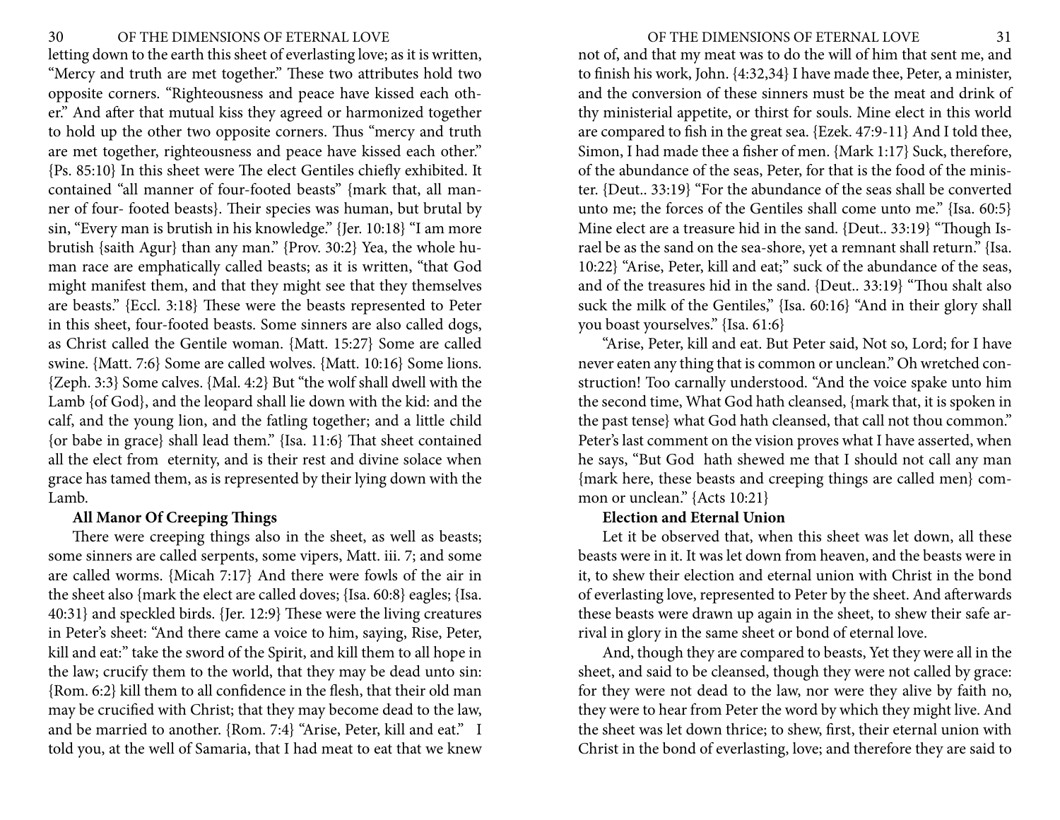letting down to the earth this sheet of everlasting love; as it is written, "Mercy and truth are met together." These two attributes hold two opposite corners. "Righteousness and peace have kissed each other." And after that mutual kiss they agreed or harmonized together to hold up the other two opposite corners. Thus "mercy and truth are met together, righteousness and peace have kissed each other." {Ps. 85:10} In this sheet were The elect Gentiles chiefly exhibited. It contained "all manner of four-footed beasts" {mark that, all manner of four- footed beasts}. Their species was human, but brutal by sin, "Every man is brutish in his knowledge." {Jer. 10:18} "I am more brutish {saith Agur} than any man." {Prov. 30:2} Yea, the whole human race are emphatically called beasts; as it is written, "that God might manifest them, and that they might see that they themselves are beasts." {Eccl. 3:18} These were the beasts represented to Peter in this sheet, four-footed beasts. Some sinners are also called dogs, as Christ called the Gentile woman. {Matt. 15:27} Some are called swine. {Matt. 7:6} Some are called wolves. {Matt. 10:16} Some lions. {Zeph. 3:3} Some calves. {Mal. 4:2} But "the wolf shall dwell with the Lamb {of God}, and the leopard shall lie down with the kid: and the calf, and the young lion, and the fatling together; and a little child {or babe in grace} shall lead them." {Isa. 11:6} That sheet contained all the elect from eternity, and is their rest and divine solace when grace has tamed them, as is represented by their lying down with the Lamb.

**All Manor Of Creeping Things**

There were creeping things also in the sheet, as well as beasts; some sinners are called serpents, some vipers, Matt. iii. 7; and some are called worms. {Micah 7:17} And there were fowls of the air in the sheet also {mark the elect are called doves; {Isa. 60:8} eagles; {Isa. 40:31} and speckled birds. {Jer. 12:9} These were the living creatures in Peter's sheet: "And there came a voice to him, saying, Rise, Peter, kill and eat:" take the sword of the Spirit, and kill them to all hope in the law; crucify them to the world, that they may be dead unto sin: {Rom. 6:2} kill them to all confidence in the flesh, that their old man may be crucified with Christ; that they may become dead to the law, and be married to another. {Rom. 7:4} "Arise, Peter, kill and eat." I told you, at the well of Samaria, that I had meat to eat that we knew not of, and that my meat was to do the will of him that sent me, and to finish his work, John. {4:32,34} I have made thee, Peter, a minister, and the conversion of these sinners must be the meat and drink of thy ministerial appetite, or thirst for souls. Mine elect in this world are compared to fish in the great sea. {Ezek. 47:9-11} And I told thee, Simon, I had made thee a fisher of men. {Mark 1:17} Suck, therefore, of the abundance of the seas, Peter, for that is the food of the minister. {Deut.. 33:19} "For the abundance of the seas shall be converted unto me; the forces of the Gentiles shall come unto me." {Isa. 60:5} Mine elect are a treasure hid in the sand. {Deut.. 33:19} "Though Israel be as the sand on the sea-shore, yet a remnant shall return." {Isa. 10:22} "Arise, Peter, kill and eat;" suck of the abundance of the seas, and of the treasures hid in the sand. {Deut.. 33:19} "Thou shalt also suck the milk of the Gentiles," {Isa. 60:16} "And in their glory shall you boast yourselves." {Isa. 61:6}

"Arise, Peter, kill and eat. But Peter said, Not so, Lord; for I have never eaten any thing that is common or unclean." Oh wretched construction! Too carnally understood. "And the voice spake unto him the second time, What God hath cleansed, {mark that, it is spoken in the past tense} what God hath cleansed, that call not thou common." Peter's last comment on the vision proves what I have asserted, when he says, "But God hath shewed me that I should not call any man {mark here, these beasts and creeping things are called men} common or unclean." {Acts 10:21}

**Election and Eternal Union**

Let it be observed that, when this sheet was let down, all these beasts were in it. It was let down from heaven, and the beasts were in it, to shew their election and eternal union with Christ in the bond of everlasting love, represented to Peter by the sheet. And afterwards these beasts were drawn up again in the sheet, to shew their safe arrival in glory in the same sheet or bond of eternal love.

And, though they are compared to beasts, Yet they were all in the sheet, and said to be cleansed, though they were not called by grace: for they were not dead to the law, nor were they alive by faith no, they were to hear from Peter the word by which they might live. And the sheet was let down thrice; to shew, first, their eternal union with Christ in the bond of everlasting, love; and therefore they are said to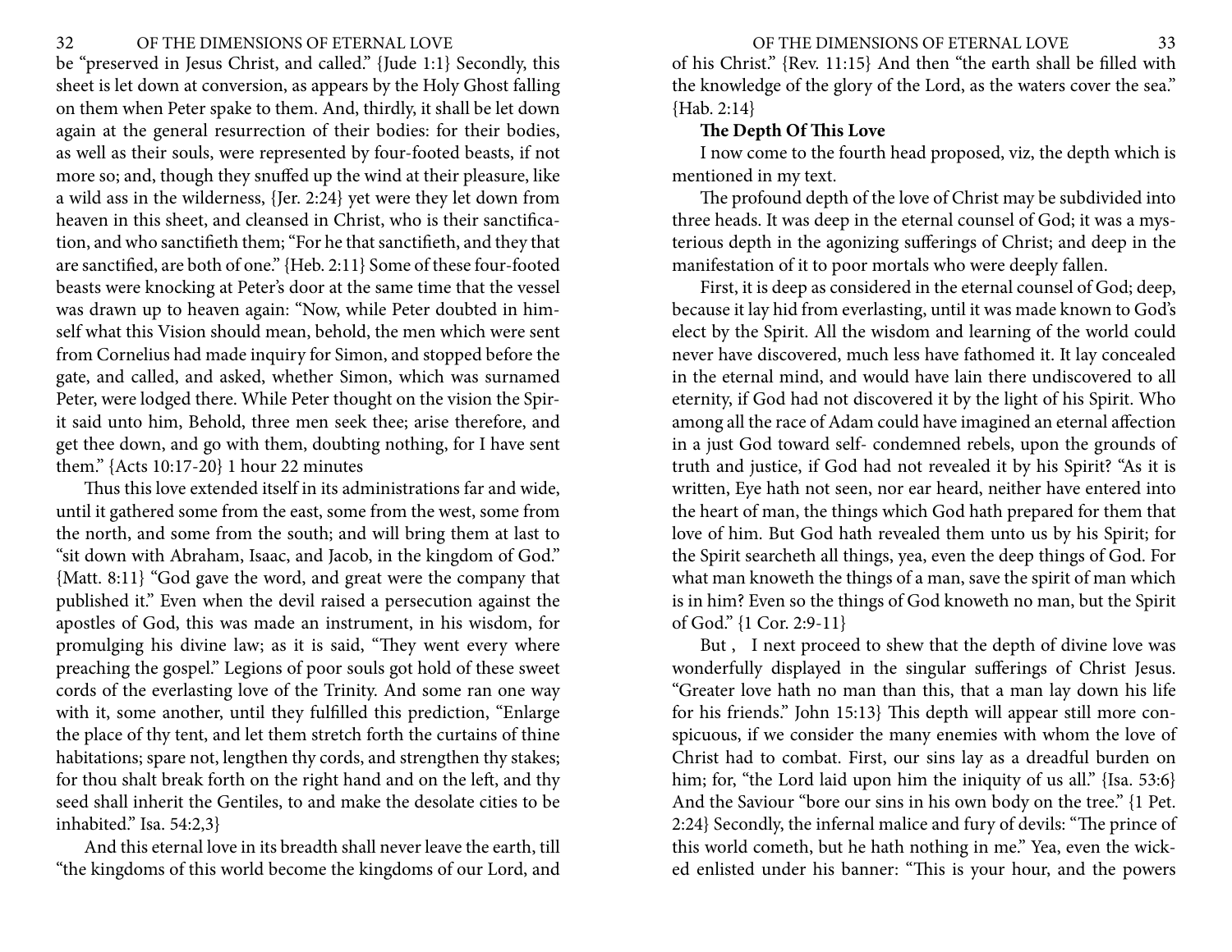be "preserved in Jesus Christ, and called." {Jude 1:1} Secondly, this sheet is let down at conversion, as appears by the Holy Ghost falling on them when Peter spake to them. And, thirdly, it shall be let down again at the general resurrection of their bodies: for their bodies, as well as their souls, were represented by four-footed beasts, if not more so; and, though they snuffed up the wind at their pleasure, like a wild ass in the wilderness, {Jer. 2:24} yet were they let down from heaven in this sheet, and cleansed in Christ, who is their sanctification, and who sanctifieth them; "For he that sanctifieth, and they that are sanctified, are both of one." {Heb. 2:11} Some of these four-footed beasts were knocking at Peter's door at the same time that the vessel was drawn up to heaven again: "Now, while Peter doubted in himself what this Vision should mean, behold, the men which were sent from Cornelius had made inquiry for Simon, and stopped before the gate, and called, and asked, whether Simon, which was surnamed Peter, were lodged there. While Peter thought on the vision the Spirit said unto him, Behold, three men seek thee; arise therefore, and get thee down, and go with them, doubting nothing, for I have sent them." {Acts 10:17-20} 1 hour 22 minutes

Thus this love extended itself in its administrations far and wide, until it gathered some from the east, some from the west, some from the north, and some from the south; and will bring them at last to "sit down with Abraham, Isaac, and Jacob, in the kingdom of God." {Matt. 8:11} "God gave the word, and great were the company that published it." Even when the devil raised a persecution against the apostles of God, this was made an instrument, in his wisdom, for promulging his divine law; as it is said, "They went every where preaching the gospel." Legions of poor souls got hold of these sweet cords of the everlasting love of the Trinity. And some ran one way with it, some another, until they fulfilled this prediction, "Enlarge the place of thy tent, and let them stretch forth the curtains of thine habitations; spare not, lengthen thy cords, and strengthen thy stakes; for thou shalt break forth on the right hand and on the left, and thy seed shall inherit the Gentiles, to and make the desolate cities to be inhabited." Isa. 54:2,3}

And this eternal love in its breadth shall never leave the earth, till "the kingdoms of this world become the kingdoms of our Lord, and of his Christ." {Rev. 11:15} And then "the earth shall be filled with the knowledge of the glory of the Lord, as the waters cover the sea." {Hab. 2:14}

**The Depth Of This Love**

I now come to the fourth head proposed, viz, the depth which is mentioned in my text.

The profound depth of the love of Christ may be subdivided into three heads. It was deep in the eternal counsel of God; it was a mysterious depth in the agonizing sufferings of Christ; and deep in the manifestation of it to poor mortals who were deeply fallen.

First, it is deep as considered in the eternal counsel of God; deep, because it lay hid from everlasting, until it was made known to God's elect by the Spirit. All the wisdom and learning of the world could never have discovered, much less have fathomed it. It lay concealed in the eternal mind, and would have lain there undiscovered to all eternity, if God had not discovered it by the light of his Spirit. Who among all the race of Adam could have imagined an eternal affection in a just God toward self- condemned rebels, upon the grounds of truth and justice, if God had not revealed it by his Spirit? "As it is written, Eye hath not seen, nor ear heard, neither have entered into the heart of man, the things which God hath prepared for them that love of him. But God hath revealed them unto us by his Spirit; for the Spirit searcheth all things, yea, even the deep things of God. For what man knoweth the things of a man, save the spirit of man which is in him? Even so the things of God knoweth no man, but the Spirit of God." {1 Cor. 2:9-11}

But , I next proceed to shew that the depth of divine love was wonderfully displayed in the singular sufferings of Christ Jesus. "Greater love hath no man than this, that a man lay down his life for his friends." John 15:13} This depth will appear still more conspicuous, if we consider the many enemies with whom the love of Christ had to combat. First, our sins lay as a dreadful burden on him; for, "the Lord laid upon him the iniquity of us all." {Isa. 53:6} And the Saviour "bore our sins in his own body on the tree." {1 Pet. 2:24} Secondly, the infernal malice and fury of devils: "The prince of this world cometh, but he hath nothing in me." Yea, even the wicked enlisted under his banner: "This is your hour, and the powers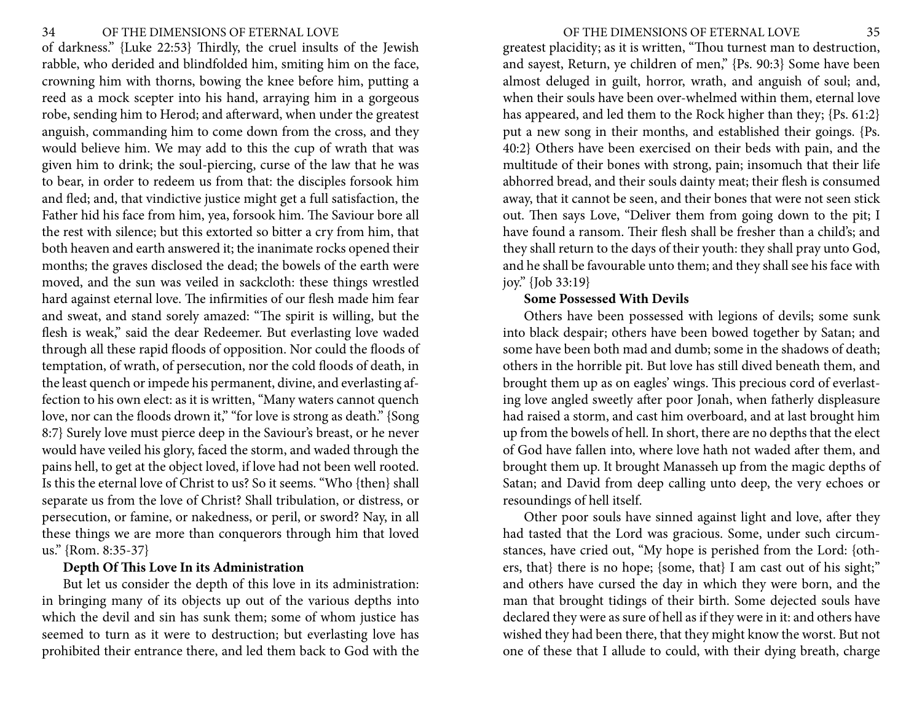of darkness." {Luke 22:53} Thirdly, the cruel insults of the Jewish rabble, who derided and blindfolded him, smiting him on the face, crowning him with thorns, bowing the knee before him, putting a reed as a mock scepter into his hand, arraying him in a gorgeous robe, sending him to Herod; and afterward, when under the greatest anguish, commanding him to come down from the cross, and they would believe him. We may add to this the cup of wrath that was given him to drink; the soul-piercing, curse of the law that he was to bear, in order to redeem us from that: the disciples forsook him and fled; and, that vindictive justice might get a full satisfaction, the Father hid his face from him, yea, forsook him. The Saviour bore all the rest with silence; but this extorted so bitter a cry from him, that both heaven and earth answered it; the inanimate rocks opened their months; the graves disclosed the dead; the bowels of the earth were moved, and the sun was veiled in sackcloth: these things wrestled hard against eternal love. The infirmities of our flesh made him fear and sweat, and stand sorely amazed: "The spirit is willing, but the flesh is weak," said the dear Redeemer. But everlasting love waded through all these rapid floods of opposition. Nor could the floods of temptation, of wrath, of persecution, nor the cold floods of death, in the least quench or impede his permanent, divine, and everlasting affection to his own elect: as it is written, "Many waters cannot quench love, nor can the floods drown it," "for love is strong as death." {Song 8:7} Surely love must pierce deep in the Saviour's breast, or he never would have veiled his glory, faced the storm, and waded through the pains hell, to get at the object loved, if love had not been well rooted. Is this the eternal love of Christ to us? So it seems. "Who {then} shall separate us from the love of Christ? Shall tribulation, or distress, or persecution, or famine, or nakedness, or peril, or sword? Nay, in all these things we are more than conquerors through him that loved us." {Rom. 8:35-37}

**Depth Of This Love In its Administration**

But let us consider the depth of this love in its administration: in bringing many of its objects up out of the various depths into which the devil and sin has sunk them; some of whom justice has seemed to turn as it were to destruction; but everlasting love has prohibited their entrance there, and led them back to God with the greatest placidity; as it is written, "Thou turnest man to destruction, and sayest, Return, ye children of men," {Ps. 90:3} Some have been almost deluged in guilt, horror, wrath, and anguish of soul; and, when their souls have been over-whelmed within them, eternal love has appeared, and led them to the Rock higher than they; {Ps. 61:2} put a new song in their months, and established their goings. {Ps. 40:2} Others have been exercised on their beds with pain, and the multitude of their bones with strong, pain; insomuch that their life abhorred bread, and their souls dainty meat; their flesh is consumed away, that it cannot be seen, and their bones that were not seen stick out. Then says Love, "Deliver them from going down to the pit; I have found a ransom. Their flesh shall be fresher than a child's; and they shall return to the days of their youth: they shall pray unto God, and he shall be favourable unto them; and they shall see his face with joy." {Job 33:19}

**Some Possessed With Devils**

Others have been possessed with legions of devils; some sunk into black despair; others have been bowed together by Satan; and some have been both mad and dumb; some in the shadows of death; others in the horrible pit. But love has still dived beneath them, and brought them up as on eagles' wings. This precious cord of everlasting love angled sweetly after poor Jonah, when fatherly displeasure had raised a storm, and cast him overboard, and at last brought him up from the bowels of hell. In short, there are no depths that the elect of God have fallen into, where love hath not waded after them, and brought them up. It brought Manasseh up from the magic depths of Satan; and David from deep calling unto deep, the very echoes or resoundings of hell itself.

Other poor souls have sinned against light and love, after they had tasted that the Lord was gracious. Some, under such circumstances, have cried out, "My hope is perished from the Lord: {others, that} there is no hope; {some, that} I am cast out of his sight;" and others have cursed the day in which they were born, and the man that brought tidings of their birth. Some dejected souls have declared they were as sure of hell as if they were in it: and others have wished they had been there, that they might know the worst. But not one of these that I allude to could, with their dying breath, charge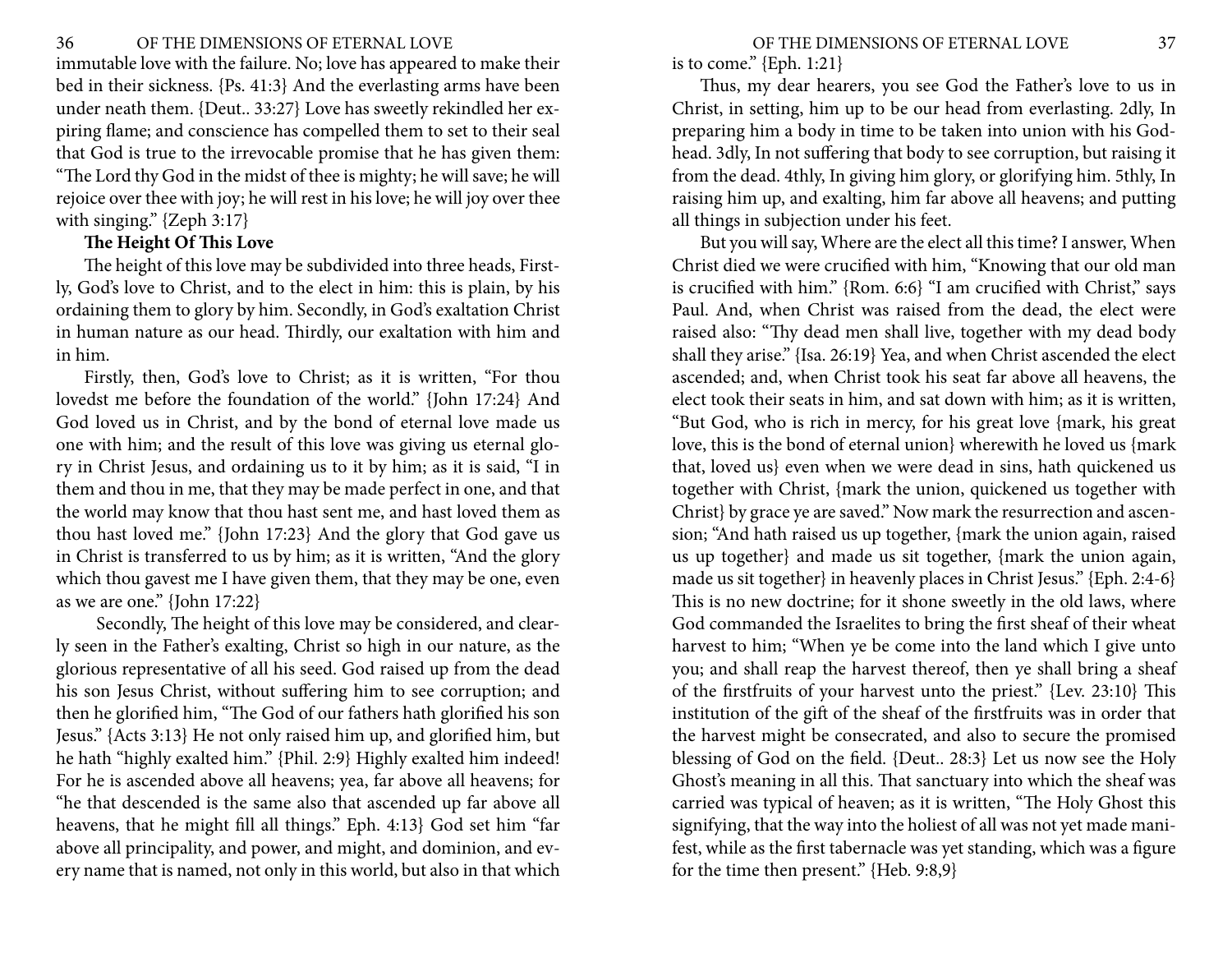immutable love with the failure. No; love has appeared to make their bed in their sickness. {Ps. 41:3} And the everlasting arms have been under neath them. {Deut.. 33:27} Love has sweetly rekindled her expiring flame; and conscience has compelled them to set to their seal that God is true to the irrevocable promise that he has given them: "The Lord thy God in the midst of thee is mighty; he will save; he will rejoice over thee with joy; he will rest in his love; he will joy over thee with singing." {Zeph 3:17}

**The Height Of This Love**

The height of this love may be subdivided into three heads, Firstly, God's love to Christ, and to the elect in him: this is plain, by his ordaining them to glory by him. Secondly, in God's exaltation Christ in human nature as our head. Thirdly, our exaltation with him and in him.

Firstly, then, God's love to Christ; as it is written, "For thou lovedst me before the foundation of the world." {John 17:24} And God loved us in Christ, and by the bond of eternal love made us one with him; and the result of this love was giving us eternal glory in Christ Jesus, and ordaining us to it by him; as it is said, "I in them and thou in me, that they may be made perfect in one, and that the world may know that thou hast sent me, and hast loved them as thou hast loved me." {John 17:23} And the glory that God gave us in Christ is transferred to us by him; as it is written, "And the glory which thou gavest me I have given them, that they may be one, even as we are one." {John 17:22}

Secondly, The height of this love may be considered, and clearly seen in the Father's exalting, Christ so high in our nature, as the glorious representative of all his seed. God raised up from the dead his son Jesus Christ, without suffering him to see corruption; and then he glorified him, "The God of our fathers hath glorified his son Jesus." {Acts 3:13} He not only raised him up, and glorified him, but he hath "highly exalted him." {Phil. 2:9} Highly exalted him indeed! For he is ascended above all heavens; yea, far above all heavens; for "he that descended is the same also that ascended up far above all heavens, that he might fill all things." Eph. 4:13} God set him "far above all principality, and power, and might, and dominion, and every name that is named, not only in this world, but also in that which is to come." {Eph. 1:21}

Thus, my dear hearers, you see God the Father's love to us in Christ, in setting, him up to be our head from everlasting. 2dly, In preparing him a body in time to be taken into union with his Godhead. 3dly, In not suffering that body to see corruption, but raising it from the dead. 4thly, In giving him glory, or glorifying him. 5thly, In raising him up, and exalting, him far above all heavens; and putting all things in subjection under his feet.

But you will say, Where are the elect all this time? I answer, When Christ died we were crucified with him, "Knowing that our old man is crucified with him." {Rom. 6:6} "I am crucified with Christ," says Paul. And, when Christ was raised from the dead, the elect were raised also: "Thy dead men shall live, together with my dead body shall they arise." {Isa. 26:19} Yea, and when Christ ascended the elect ascended; and, when Christ took his seat far above all heavens, the elect took their seats in him, and sat down with him; as it is written, "But God, who is rich in mercy, for his great love {mark, his great love, this is the bond of eternal union} wherewith he loved us {mark that, loved us} even when we were dead in sins, hath quickened us together with Christ, {mark the union, quickened us together with Christ} by grace ye are saved." Now mark the resurrection and ascension; "And hath raised us up together, {mark the union again, raised us up together} and made us sit together, {mark the union again, made us sit together} in heavenly places in Christ Jesus." {Eph. 2:4-6} This is no new doctrine; for it shone sweetly in the old laws, where God commanded the Israelites to bring the first sheaf of their wheat harvest to him; "When ye be come into the land which I give unto you; and shall reap the harvest thereof, then ye shall bring a sheaf of the firstfruits of your harvest unto the priest." {Lev. 23:10} This institution of the gift of the sheaf of the firstfruits was in order that the harvest might be consecrated, and also to secure the promised blessing of God on the field. {Deut.. 28:3} Let us now see the Holy Ghost's meaning in all this. That sanctuary into which the sheaf was carried was typical of heaven; as it is written, "The Holy Ghost this signifying, that the way into the holiest of all was not yet made manifest, while as the first tabernacle was yet standing, which was a figure for the time then present." {Heb. 9:8,9}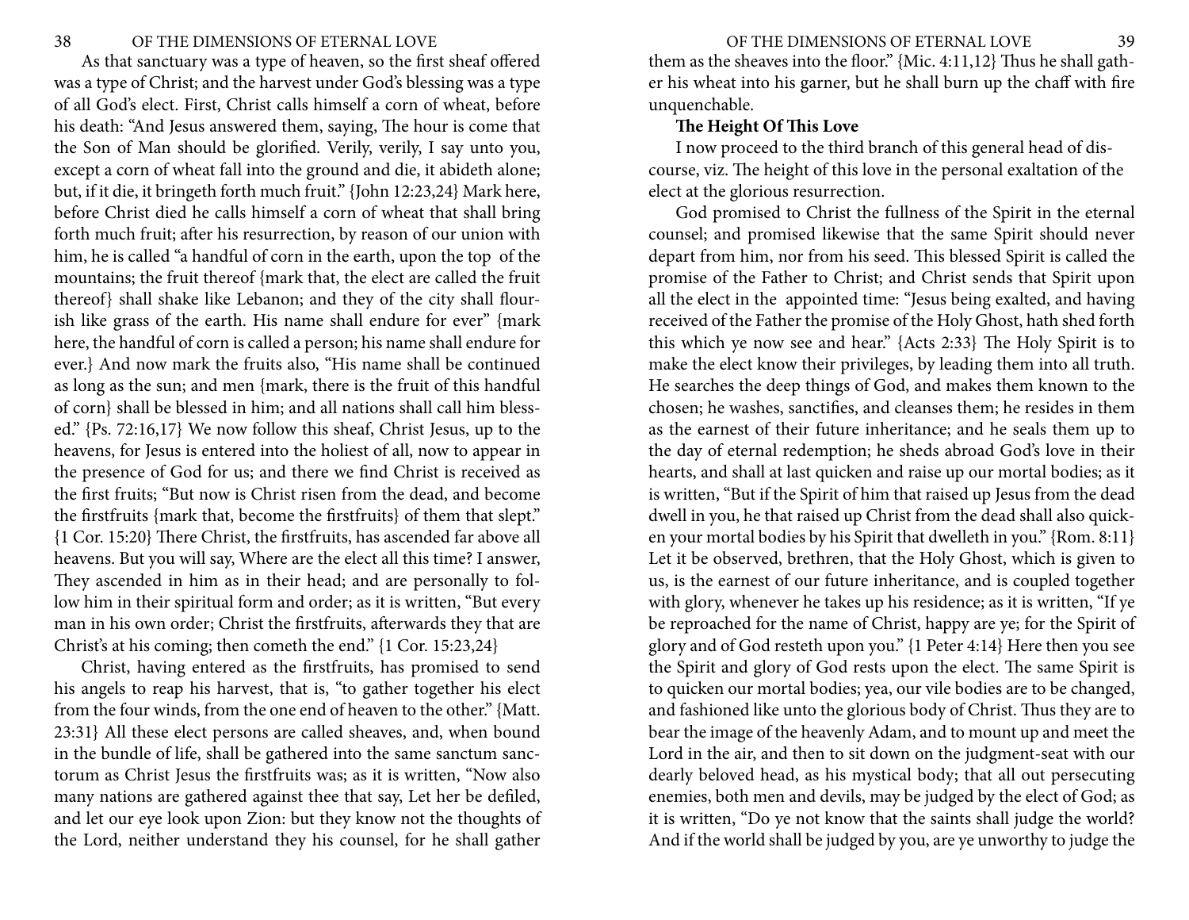As that sanctuary was a type of heaven, so the first sheaf offered was a type of Christ; and the harvest under God's blessing was a type of all God's elect. First, Christ calls himself a corn of wheat, before his death: "And Jesus answered them, saying, The hour is come that the Son of Man should be glorified. Verily, verily, I say unto you, except a corn of wheat fall into the ground and die, it abideth alone; but, if it die, it bringeth forth much fruit." {John 12:23,24} Mark here, before Christ died he calls himself a corn of wheat that shall bring forth much fruit; after his resurrection, by reason of our union with him, he is called "a handful of corn in the earth, upon the top of the mountains; the fruit thereof {mark that, the elect are called the fruit thereof} shall shake like Lebanon; and they of the city shall flourish like grass of the earth. His name shall endure for ever" {mark here, the handful of corn is called a person; his name shall endure for ever.} And now mark the fruits also, "His name shall be continued as long as the sun; and men {mark, there is the fruit of this handful of corn} shall be blessed in him; and all nations shall call him blessed." {Ps. 72:16,17} We now follow this sheaf, Christ Jesus, up to the heavens, for Jesus is entered into the holiest of all, now to appear in the presence of God for us; and there we find Christ is received as the first fruits; "But now is Christ risen from the dead, and become the firstfruits {mark that, become the firstfruits} of them that slept." {1 Cor. 15:20} There Christ, the firstfruits, has ascended far above all heavens. But you will say, Where are the elect all this time? I answer, They ascended in him as in their head; and are personally to follow him in their spiritual form and order; as it is written, "But every man in his own order; Christ the firstfruits, afterwards they that are Christ's at his coming; then cometh the end." {1 Cor. 15:23,24}

Christ, having entered as the firstfruits, has promised to send his angels to reap his harvest, that is, "to gather together his elect from the four winds, from the one end of heaven to the other." {Matt. 23:31} All these elect persons are called sheaves, and, when bound in the bundle of life, shall be gathered into the same sanctum sanctorum as Christ Jesus the firstfruits was; as it is written, "Now also many nations are gathered against thee that say, Let her be defiled, and let our eye look upon Zion: but they know not the thoughts of the Lord, neither understand they his counsel, for he shall gather them as the sheaves into the floor." {Mic. 4:11,12} Thus he shall gather his wheat into his garner, but he shall burn up the chaff with fire unquenchable.

**The Height Of This Love**

I now proceed to the third branch of this general head of discourse, viz. The height of this love in the personal exaltation of the elect at the glorious resurrection.

God promised to Christ the fullness of the Spirit in the eternal counsel; and promised likewise that the same Spirit should never depart from him, nor from his seed. This blessed Spirit is called the promise of the Father to Christ; and Christ sends that Spirit upon all the elect in the appointed time: "Jesus being exalted, and having received of the Father the promise of the Holy Ghost, hath shed forth this which ye now see and hear." {Acts 2:33} The Holy Spirit is to make the elect know their privileges, by leading them into all truth. He searches the deep things of God, and makes them known to the chosen; he washes, sanctifies, and cleanses them; he resides in them as the earnest of their future inheritance; and he seals them up to the day of eternal redemption; he sheds abroad God's love in their hearts, and shall at last quicken and raise up our mortal bodies; as it is written, "But if the Spirit of him that raised up Jesus from the dead dwell in you, he that raised up Christ from the dead shall also quicken your mortal bodies by his Spirit that dwelleth in you." {Rom. 8:11} Let it be observed, brethren, that the Holy Ghost, which is given to us, is the earnest of our future inheritance, and is coupled together with glory, whenever he takes up his residence; as it is written, "If ye be reproached for the name of Christ, happy are ye; for the Spirit of glory and of God resteth upon you." {1 Peter 4:14} Here then you see the Spirit and glory of God rests upon the elect. The same Spirit is to quicken our mortal bodies; yea, our vile bodies are to be changed, and fashioned like unto the glorious body of Christ. Thus they are to bear the image of the heavenly Adam, and to mount up and meet the Lord in the air, and then to sit down on the judgment-seat with our dearly beloved head, as his mystical body; that all out persecuting enemies, both men and devils, may be judged by the elect of God; as it is written, "Do ye not know that the saints shall judge the world? And if the world shall be judged by you, are ye unworthy to judge the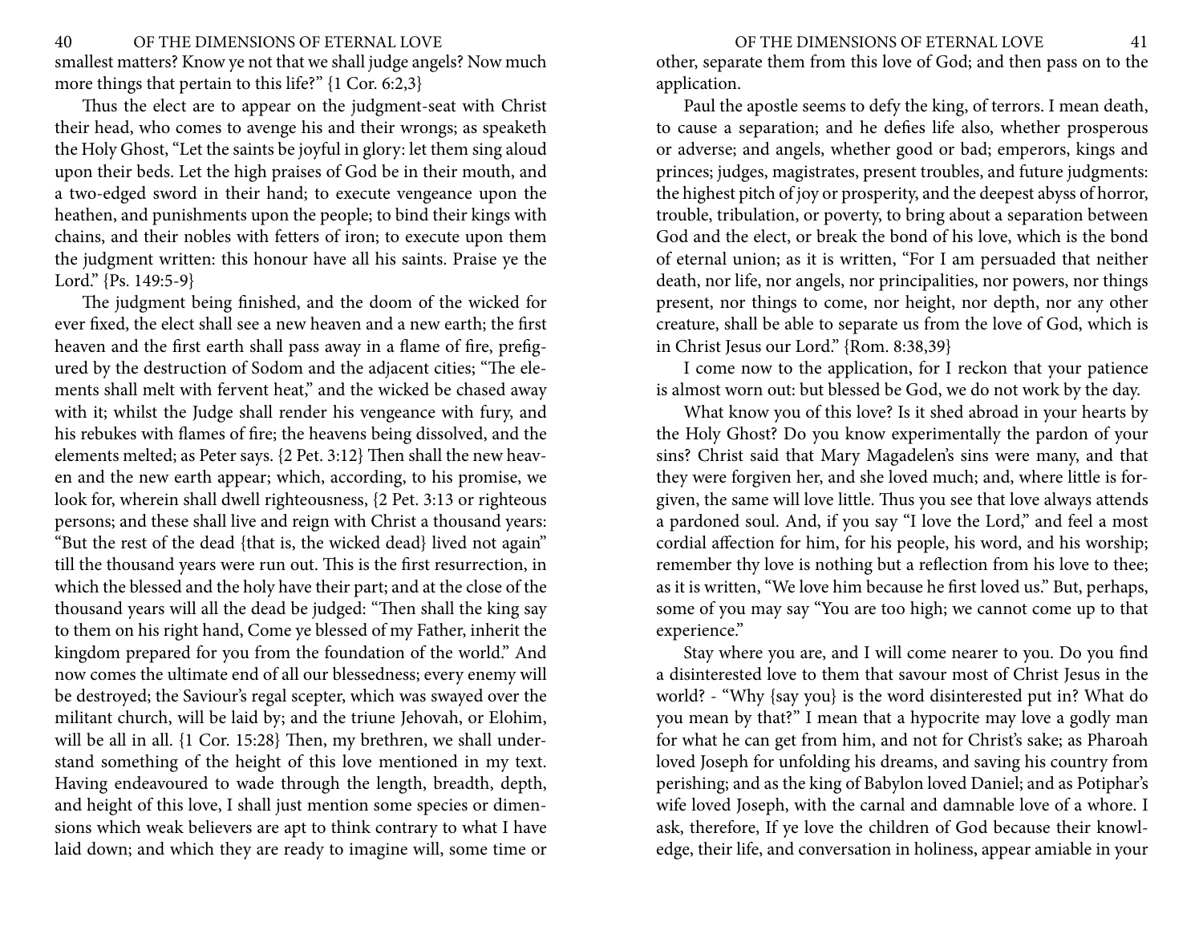smallest matters? Know ye not that we shall judge angels? Now much more things that pertain to this life?" {1 Cor. 6:2,3}

Thus the elect are to appear on the judgment-seat with Christ their head, who comes to avenge his and their wrongs; as speaketh the Holy Ghost, "Let the saints be joyful in glory: let them sing aloud upon their beds. Let the high praises of God be in their mouth, and a two-edged sword in their hand; to execute vengeance upon the heathen, and punishments upon the people; to bind their kings with chains, and their nobles with fetters of iron; to execute upon them the judgment written: this honour have all his saints. Praise ye the Lord." {Ps. 149:5-9}

The judgment being finished, and the doom of the wicked for ever fixed, the elect shall see a new heaven and a new earth; the first heaven and the first earth shall pass away in a flame of fire, prefigured by the destruction of Sodom and the adjacent cities; "The elements shall melt with fervent heat," and the wicked be chased away with it; whilst the Judge shall render his vengeance with fury, and his rebukes with flames of fire; the heavens being dissolved, and the elements melted; as Peter says. {2 Pet. 3:12} Then shall the new heaven and the new earth appear; which, according, to his promise, we look for, wherein shall dwell righteousness, {2 Pet. 3:13 or righteous persons; and these shall live and reign with Christ a thousand years: "But the rest of the dead {that is, the wicked dead} lived not again" till the thousand years were run out. This is the first resurrection, in which the blessed and the holy have their part; and at the close of the thousand years will all the dead be judged: "Then shall the king say to them on his right hand, Come ye blessed of my Father, inherit the kingdom prepared for you from the foundation of the world." And now comes the ultimate end of all our blessedness; every enemy will be destroyed; the Saviour's regal scepter, which was swayed over the militant church, will be laid by; and the triune Jehovah, or Elohim, will be all in all. {1 Cor. 15:28} Then, my brethren, we shall understand something of the height of this love mentioned in my text. Having endeavoured to wade through the length, breadth, depth, and height of this love, I shall just mention some species or dimensions which weak believers are apt to think contrary to what I have laid down; and which they are ready to imagine will, some time or other, separate them from this love of God; and then pass on to the application.

Paul the apostle seems to defy the king, of terrors. I mean death, to cause a separation; and he defies life also, whether prosperous or adverse; and angels, whether good or bad; emperors, kings and princes; judges, magistrates, present troubles, and future judgments: the highest pitch of joy or prosperity, and the deepest abyss of horror, trouble, tribulation, or poverty, to bring about a separation between God and the elect, or break the bond of his love, which is the bond of eternal union; as it is written, "For I am persuaded that neither death, nor life, nor angels, nor principalities, nor powers, nor things present, nor things to come, nor height, nor depth, nor any other creature, shall be able to separate us from the love of God, which is in Christ Jesus our Lord." {Rom. 8:38,39}

I come now to the application, for I reckon that your patience is almost worn out: but blessed be God, we do not work by the day.

What know you of this love? Is it shed abroad in your hearts by the Holy Ghost? Do you know experimentally the pardon of your sins? Christ said that Mary Magadelen's sins were many, and that they were forgiven her, and she loved much; and, where little is forgiven, the same will love little. Thus you see that love always attends a pardoned soul. And, if you say "I love the Lord," and feel a most cordial affection for him, for his people, his word, and his worship; remember thy love is nothing but a reflection from his love to thee; as it is written, "We love him because he first loved us." But, perhaps, some of you may say "You are too high; we cannot come up to that experience."

Stay where you are, and I will come nearer to you. Do you find a disinterested love to them that savour most of Christ Jesus in the world? - "Why {say you} is the word disinterested put in? What do you mean by that?" I mean that a hypocrite may love a godly man for what he can get from him, and not for Christ's sake; as Pharoah loved Joseph for unfolding his dreams, and saving his country from perishing; and as the king of Babylon loved Daniel; and as Potiphar's wife loved Joseph, with the carnal and damnable love of a whore. I ask, therefore, If ye love the children of God because their knowledge, their life, and conversation in holiness, appear amiable in your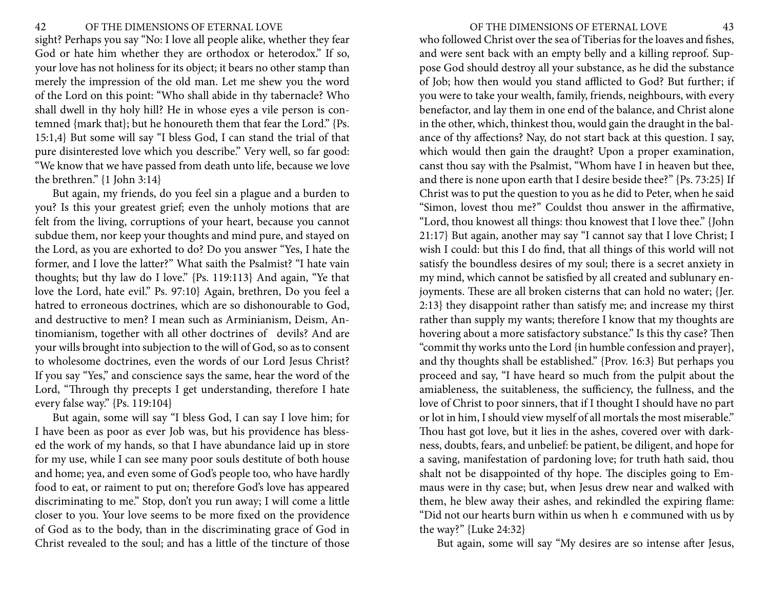sight? Perhaps you say "No: I love all people alike, whether they fear God or hate him whether they are orthodox or heterodox." If so, your love has not holiness for its object; it bears no other stamp than merely the impression of the old man. Let me shew you the word of the Lord on this point: "Who shall abide in thy tabernacle? Who shall dwell in thy holy hill? He in whose eyes a vile person is contemned {mark that}; but he honoureth them that fear the Lord." {Ps. 15:1,4} But some will say "I bless God, I can stand the trial of that pure disinterested love which you describe." Very well, so far good: "We know that we have passed from death unto life, because we love the brethren." {1 John 3:14}

But again, my friends, do you feel sin a plague and a burden to you? Is this your greatest grief; even the unholy motions that are felt from the living, corruptions of your heart, because you cannot subdue them, nor keep your thoughts and mind pure, and stayed on the Lord, as you are exhorted to do? Do you answer "Yes, I hate the former, and I love the latter?" What saith the Psalmist? "I hate vain thoughts; but thy law do I love." {Ps. 119:113} And again, "Ye that love the Lord, hate evil." Ps. 97:10} Again, brethren, Do you feel a hatred to erroneous doctrines, which are so dishonourable to God, and destructive to men? I mean such as Arminianism, Deism, Antinomianism, together with all other doctrines of devils? And are your wills brought into subjection to the will of God, so as to consent to wholesome doctrines, even the words of our Lord Jesus Christ? If you say "Yes," and conscience says the same, hear the word of the Lord, "Through thy precepts I get understanding, therefore I hate every false way." {Ps. 119:104}

But again, some will say "I bless God, I can say I love him; for I have been as poor as ever Job was, but his providence has blessed the work of my hands, so that I have abundance laid up in store for my use, while I can see many poor souls destitute of both house and home; yea, and even some of God's people too, who have hardly food to eat, or raiment to put on; therefore God's love has appeared discriminating to me." Stop, don't you run away; I will come a little closer to you. Your love seems to be more fixed on the providence of God as to the body, than in the discriminating grace of God in Christ revealed to the soul; and has a little of the tincture of those who followed Christ over the sea of Tiberias for the loaves and fishes, and were sent back with an empty belly and a killing reproof. Suppose God should destroy all your substance, as he did the substance of Job; how then would you stand afflicted to God? But further; if you were to take your wealth, family, friends, neighbours, with every benefactor, and lay them in one end of the balance, and Christ alone in the other, which, thinkest thou, would gain the draught in the balance of thy affections? Nay, do not start back at this question. I say, which would then gain the draught? Upon a proper examination, canst thou say with the Psalmist, "Whom have I in heaven but thee, and there is none upon earth that I desire beside thee?" {Ps. 73:25} If Christ was to put the question to you as he did to Peter, when he said "Simon, lovest thou me?" Couldst thou answer in the affirmative, "Lord, thou knowest all things: thou knowest that I love thee." {John 21:17} But again, another may say "I cannot say that I love Christ; I wish I could: but this I do find, that all things of this world will not satisfy the boundless desires of my soul; there is a secret anxiety in my mind, which cannot be satisfied by all created and sublunary enjoyments. These are all broken cisterns that can hold no water; {Jer. 2:13} they disappoint rather than satisfy me; and increase my thirst rather than supply my wants; therefore I know that my thoughts are hovering about a more satisfactory substance." Is this thy case? Then "commit thy works unto the Lord {in humble confession and prayer}, and thy thoughts shall be established." {Prov. 16:3} But perhaps you proceed and say, "I have heard so much from the pulpit about the amiableness, the suitableness, the sufficiency, the fullness, and the love of Christ to poor sinners, that if I thought I should have no part or lot in him, I should view myself of all mortals the most miserable." Thou hast got love, but it lies in the ashes, covered over with darkness, doubts, fears, and unbelief: be patient, be diligent, and hope for a saving, manifestation of pardoning love; for truth hath said, thou shalt not be disappointed of thy hope. The disciples going to Emmaus were in thy case; but, when Jesus drew near and walked with them, he blew away their ashes, and rekindled the expiring flame: "Did not our hearts burn within us when he communed with us by the way?" {Luke 24:32}

But again, some will say "My desires are so intense after Jesus,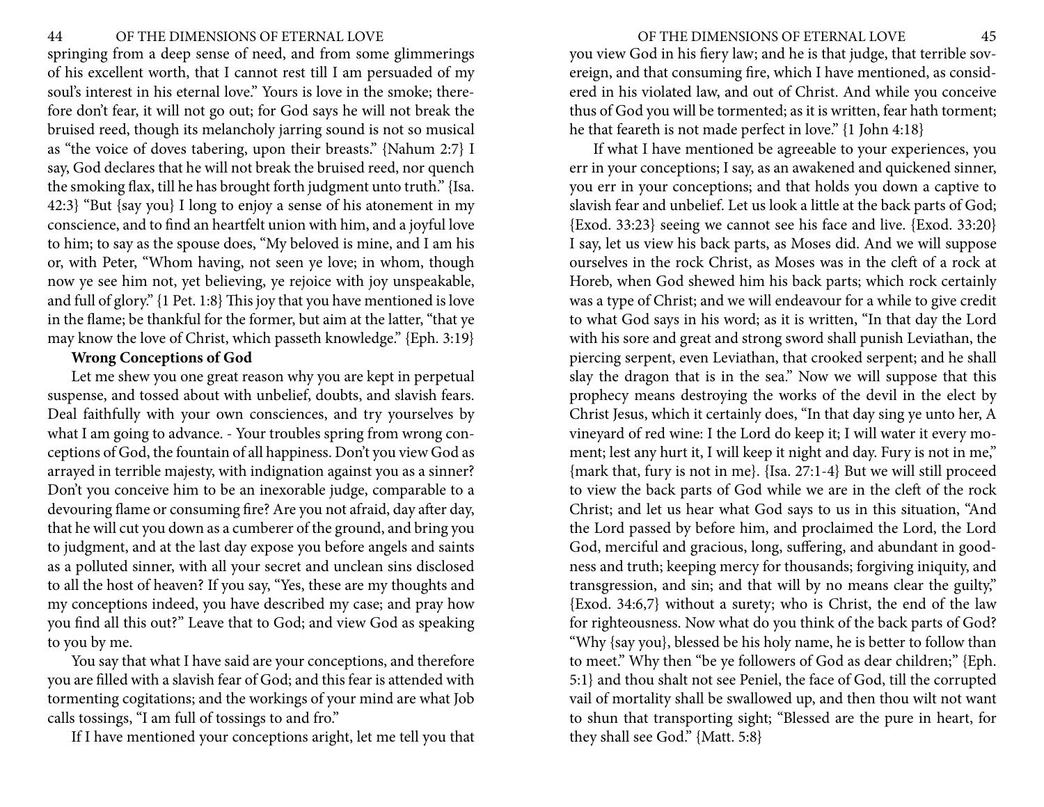springing from a deep sense of need, and from some glimmerings of his excellent worth, that I cannot rest till I am persuaded of my soul's interest in his eternal love." Yours is love in the smoke; therefore don't fear, it will not go out; for God says he will not break the bruised reed, though its melancholy jarring sound is not so musical as "the voice of doves tabering, upon their breasts." {Nahum 2:7} I say, God declares that he will not break the bruised reed, nor quench the smoking flax, till he has brought forth judgment unto truth." {Isa. 42:3} "But {say you} I long to enjoy a sense of his atonement in my conscience, and to find an heartfelt union with him, and a joyful love to him; to say as the spouse does, "My beloved is mine, and I am his or, with Peter, "Whom having, not seen ye love; in whom, though now ye see him not, yet believing, ye rejoice with joy unspeakable, and full of glory." {1 Pet. 1:8} This joy that you have mentioned is love in the flame; be thankful for the former, but aim at the latter, "that ye may know the love of Christ, which passeth knowledge." {Eph. 3:19}

**Wrong Conceptions of God**

Let me shew you one great reason why you are kept in perpetual suspense, and tossed about with unbelief, doubts, and slavish fears. Deal faithfully with your own consciences, and try yourselves by what I am going to advance. - Your troubles spring from wrong conceptions of God, the fountain of all happiness. Don't you view God as arrayed in terrible majesty, with indignation against you as a sinner? Don't you conceive him to be an inexorable judge, comparable to a devouring flame or consuming fire? Are you not afraid, day after day, that he will cut you down as a cumberer of the ground, and bring you to judgment, and at the last day expose you before angels and saints as a polluted sinner, with all your secret and unclean sins disclosed to all the host of heaven? If you say, "Yes, these are my thoughts and my conceptions indeed, you have described my case; and pray how you find all this out?" Leave that to God; and view God as speaking to you by me.

You say that what I have said are your conceptions, and therefore you are filled with a slavish fear of God; and this fear is attended with tormenting cogitations; and the workings of your mind are what Job calls tossings, "I am full of tossings to and fro."

If I have mentioned your conceptions aright, let me tell you that you view God in his fiery law; and he is that judge, that terrible sovereign, and that consuming fire, which I have mentioned, as considered in his violated law, and out of Christ. And while you conceive thus of God you will be tormented; as it is written, fear hath torment; he that feareth is not made perfect in love." {1 John 4:18}

If what I have mentioned be agreeable to your experiences, you err in your conceptions; I say, as an awakened and quickened sinner, you err in your conceptions; and that holds you down a captive to slavish fear and unbelief. Let us look a little at the back parts of God; {Exod. 33:23} seeing we cannot see his face and live. {Exod. 33:20} I say, let us view his back parts, as Moses did. And we will suppose ourselves in the rock Christ, as Moses was in the cleft of a rock at Horeb, when God shewed him his back parts; which rock certainly was a type of Christ; and we will endeavour for a while to give credit to what God says in his word; as it is written, "In that day the Lord with his sore and great and strong sword shall punish Leviathan, the piercing serpent, even Leviathan, that crooked serpent; and he shall slay the dragon that is in the sea." Now we will suppose that this prophecy means destroying the works of the devil in the elect by Christ Jesus, which it certainly does, "In that day sing ye unto her, A vineyard of red wine: I the Lord do keep it; I will water it every moment; lest any hurt it, I will keep it night and day. Fury is not in me," {mark that, fury is not in me}. {Isa. 27:1-4} But we will still proceed to view the back parts of God while we are in the cleft of the rock Christ; and let us hear what God says to us in this situation, "And the Lord passed by before him, and proclaimed the Lord, the Lord God, merciful and gracious, long, suffering, and abundant in goodness and truth; keeping mercy for thousands; forgiving iniquity, and transgression, and sin; and that will by no means clear the guilty," {Exod. 34:6,7} without a surety; who is Christ, the end of the law for righteousness. Now what do you think of the back parts of God? "Why {say you}, blessed be his holy name, he is better to follow than to meet." Why then "be ye followers of God as dear children;" {Eph. 5:1} and thou shalt not see Peniel, the face of God, till the corrupted vail of mortality shall be swallowed up, and then thou wilt not want to shun that transporting sight; "Blessed are the pure in heart, for they shall see God." {Matt. 5:8}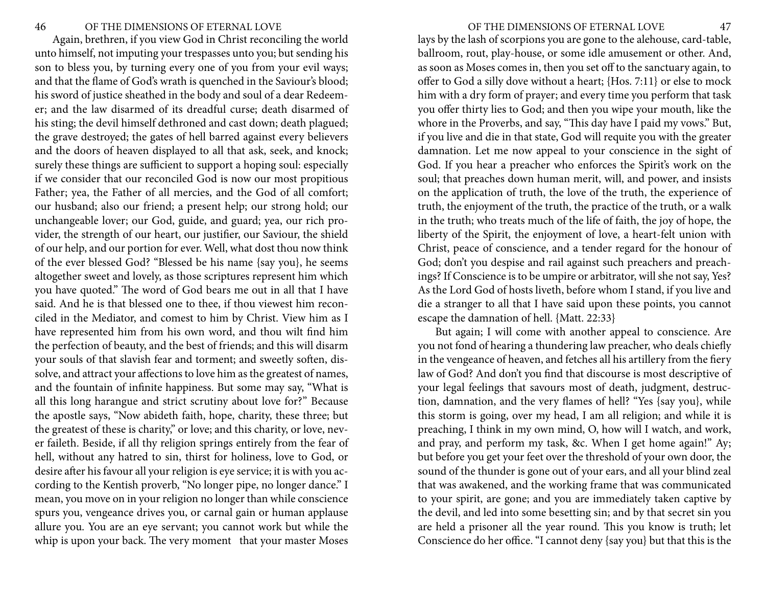Again, brethren, if you view God in Christ reconciling the world unto himself, not imputing your trespasses unto you; but sending his son to bless you, by turning every one of you from your evil ways; and that the flame of God's wrath is quenched in the Saviour's blood; his sword of justice sheathed in the body and soul of a dear Redeemer; and the law disarmed of its dreadful curse; death disarmed of his sting; the devil himself dethroned and cast down; death plagued; the grave destroyed; the gates of hell barred against every believers and the doors of heaven displayed to all that ask, seek, and knock; surely these things are sufficient to support a hoping soul: especially if we consider that our reconciled God is now our most propitious Father; yea, the Father of all mercies, and the God of all comfort; our husband; also our friend; a present help; our strong hold; our unchangeable lover; our God, guide, and guard; yea, our rich provider, the strength of our heart, our justifier, our Saviour, the shield of our help, and our portion for ever. Well, what dost thou now think of the ever blessed God? "Blessed be his name {say you}, he seems altogether sweet and lovely, as those scriptures represent him which you have quoted." The word of God bears me out in all that I have said. And he is that blessed one to thee, if thou viewest him reconciled in the Mediator, and comest to him by Christ. View him as I have represented him from his own word, and thou wilt find him the perfection of beauty, and the best of friends; and this will disarm your souls of that slavish fear and torment; and sweetly soften, dissolve, and attract your affections to love him as the greatest of names, and the fountain of infinite happiness. But some may say, "What is all this long harangue and strict scrutiny about love for?" Because the apostle says, "Now abideth faith, hope, charity, these three; but the greatest of these is charity," or love; and this charity, or love, never faileth. Beside, if all thy religion springs entirely from the fear of hell, without any hatred to sin, thirst for holiness, love to God, or desire after his favour all your religion is eye service; it is with you according to the Kentish proverb, "No longer pipe, no longer dance." I mean, you move on in your religion no longer than while conscience spurs you, vengeance drives you, or carnal gain or human applause allure you. You are an eye servant; you cannot work but while the whip is upon your back. The very moment that your master Moses lays by the lash of scorpions you are gone to the alehouse, card-table, ballroom, rout, play-house, or some idle amusement or other. And, as soon as Moses comes in, then you set off to the sanctuary again, to offer to God a silly dove without a heart; {Hos. 7:11} or else to mock him with a dry form of prayer; and every time you perform that task you offer thirty lies to God; and then you wipe your mouth, like the whore in the Proverbs, and say, "This day have I paid my vows." But, if you live and die in that state, God will requite you with the greater damnation. Let me now appeal to your conscience in the sight of God. If you hear a preacher who enforces the Spirit's work on the soul; that preaches down human merit, will, and power, and insists on the application of truth, the love of the truth, the experience of truth, the enjoyment of the truth, the practice of the truth, or a walk in the truth; who treats much of the life of faith, the joy of hope, the liberty of the Spirit, the enjoyment of love, a heart-felt union with Christ, peace of conscience, and a tender regard for the honour of God; don't you despise and rail against such preachers and preachings? If Conscience is to be umpire or arbitrator, will she not say, Yes? As the Lord God of hosts liveth, before whom I stand, if you live and die a stranger to all that I have said upon these points, you cannot escape the damnation of hell. {Matt. 22:33}

But again; I will come with another appeal to conscience. Are you not fond of hearing a thundering law preacher, who deals chiefly in the vengeance of heaven, and fetches all his artillery from the fiery law of God? And don't you find that discourse is most descriptive of your legal feelings that savours most of death, judgment, destruction, damnation, and the very flames of hell? "Yes {say you}, while this storm is going, over my head, I am all religion; and while it is preaching, I think in my own mind, O, how will I watch, and work, and pray, and perform my task, &c. When I get home again!" Ay; but before you get your feet over the threshold of your own door, the sound of the thunder is gone out of your ears, and all your blind zeal that was awakened, and the working frame that was communicated to your spirit, are gone; and you are immediately taken captive by the devil, and led into some besetting sin; and by that secret sin you are held a prisoner all the year round. This you know is truth; let Conscience do her office. "I cannot deny {say you} but that this is the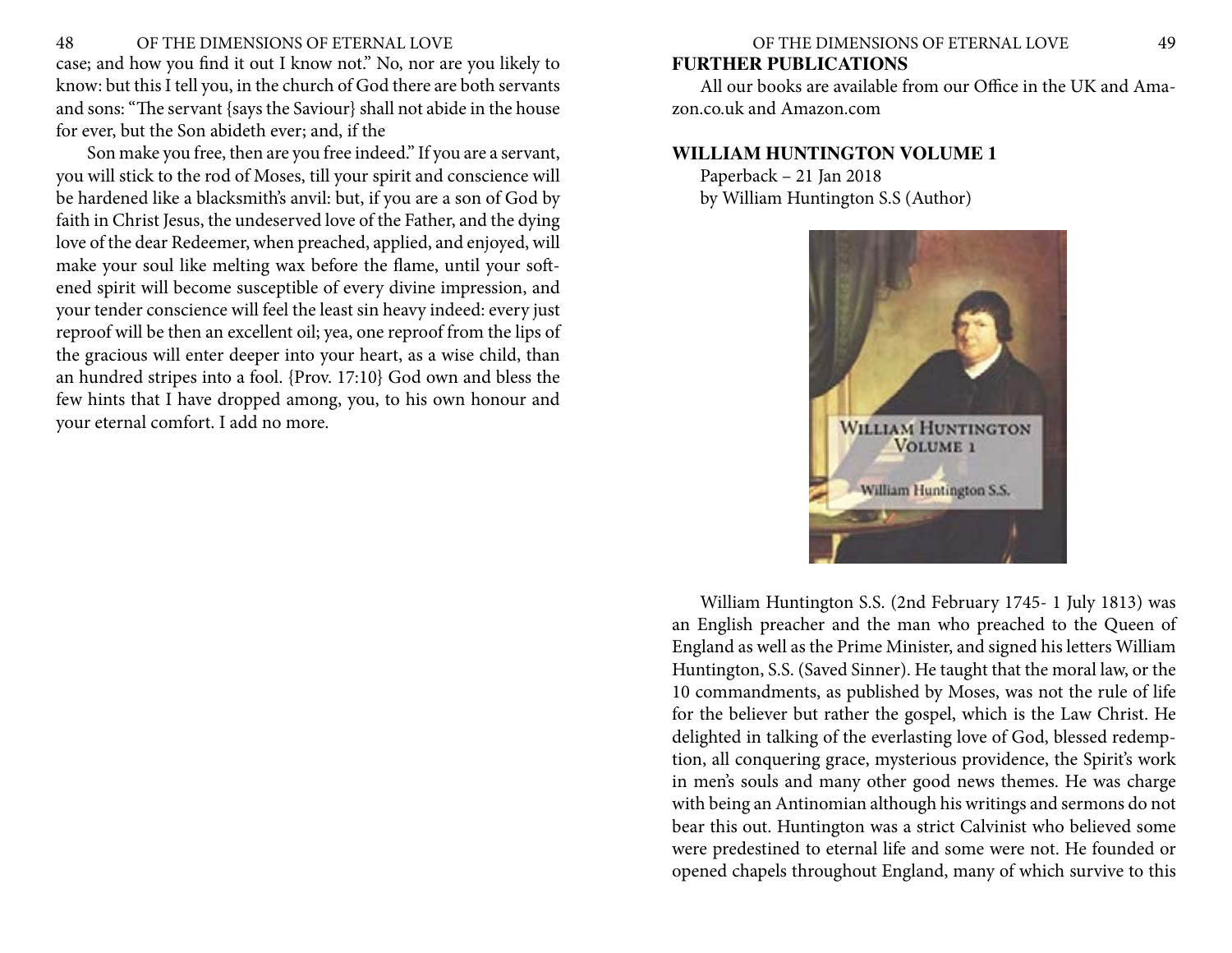case; and how you find it out I know not." No, nor are you likely to know: but this I tell you, in the church of God there are both servants and sons: "The servant {says the Saviour} shall not abide in the house for ever, but the Son abideth ever; and, if the

Son make you free, then are you free indeed." If you are a servant, you will stick to the rod of Moses, till your spirit and conscience will be hardened like a blacksmith's anvil: but, if you are a son of God by faith in Christ Jesus, the undeserved love of the Father, and the dying love of the dear Redeemer, when preached, applied, and enjoyed, will make your soul like melting wax before the flame, until your softened spirit will become susceptible of every divine impression, and your tender conscience will feel the least sin heavy indeed: every just reproof will be then an excellent oil; yea, one reproof from the lips of the gracious will enter deeper into your heart, as a wise child, than an hundred stripes into a fool. {Prov. 17:10} God own and bless the few hints that I have dropped among, you, to his own honour and your eternal comfort. I add no more.

## FURTHER PUBLICATIONS

All our books are available from our Office in the UK and Amazon.co.uk and Amazon.com

### WILLIAM HUNTINGTON VOLUME 1

Paperback – 21 Jan 2018
by William Huntington S.S (Author)

William Huntington S.S. (2nd February 1745- 1 July 1813) was an English preacher and the man who preached to the Queen of England as well as the Prime Minister, and signed his letters William Huntington, S.S. (Saved Sinner). He taught that the moral law, or the 10 commandments, as published by Moses, was not the rule of life for the believer but rather the gospel, which is the Law Christ. He delighted in talking of the everlasting love of God, blessed redemption, all conquering grace, mysterious providence, the Spirit's work in men's souls and many other good news themes. He was charge with being an Antinomian although his writings and sermons do not bear this out. Huntington was a strict Calvinist who believed some were predestined to eternal life and some were not. He founded or opened chapels throughout England, many of which survive to this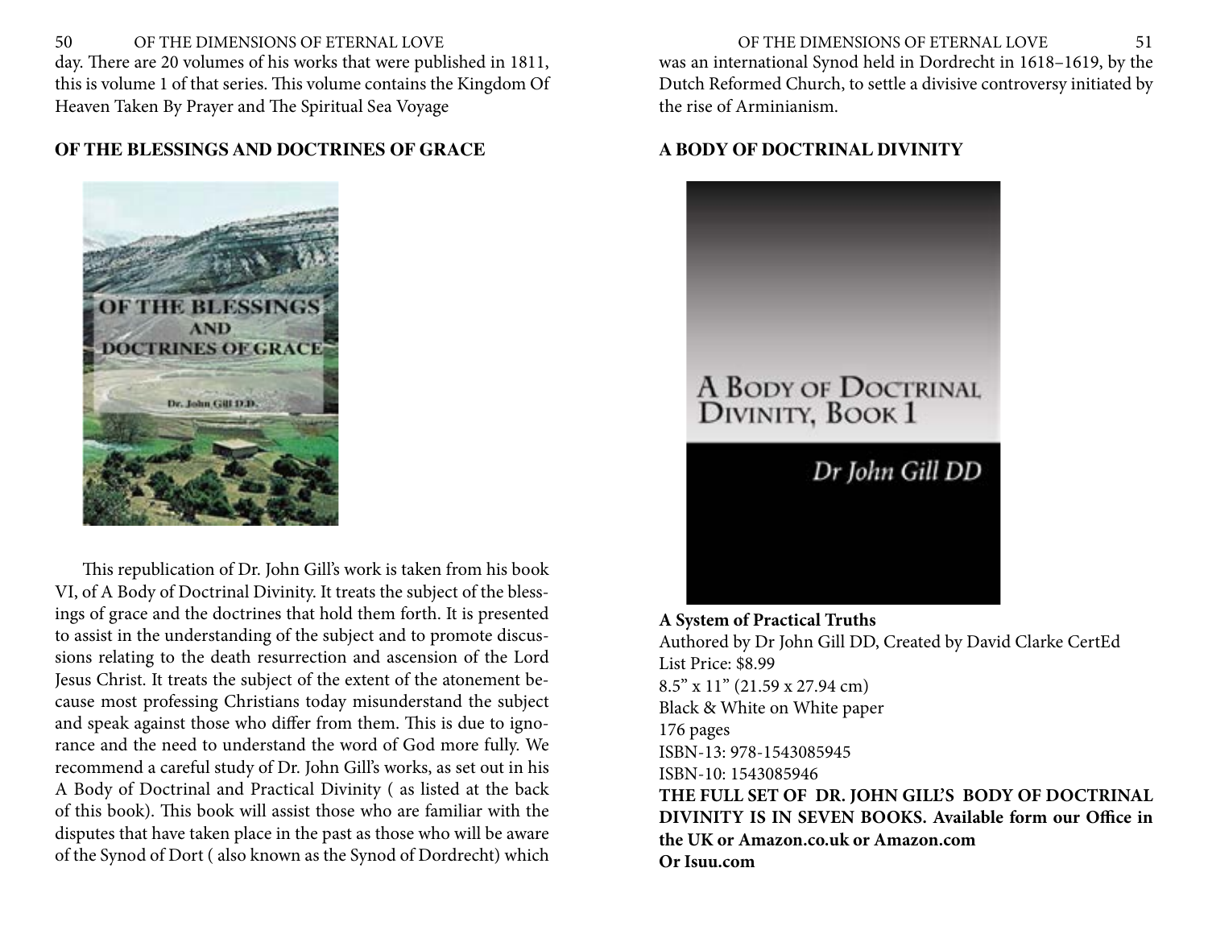day. There are 20 volumes of his works that were published in 1811, this is volume 1 of that series. This volume contains the Kingdom Of Heaven Taken By Prayer and The Spiritual Sea Voyage

**OF THE BLESSINGS AND DOCTRINES OF GRACE**

This republication of Dr. John Gill's work is taken from his book VI, of A Body of Doctrinal Divinity. It treats the subject of the blessings of grace and the doctrines that hold them forth. It is presented to assist in the understanding of the subject and to promote discussions relating to the death resurrection and ascension of the Lord Jesus Christ. It treats the subject of the extent of the atonement because most professing Christians today misunderstand the subject and speak against those who differ from them. This is due to ignorance and the need to understand the word of God more fully. We recommend a careful study of Dr. John Gill's works, as set out in his A Body of Doctrinal and Practical Divinity ( as listed at the back of this book). This book will assist those who are familiar with the disputes that have taken place in the past as those who will be aware of the Synod of Dort ( also known as the Synod of Dordrecht) which was an international Synod held in Dordrecht in 1618–1619, by the Dutch Reformed Church, to settle a divisive controversy initiated by the rise of Arminianism.

**A BODY OF DOCTRINAL DIVINITY**

**A System of Practical Truths**
Authored by Dr John Gill DD, Created by David Clarke CertEd
List Price: $8.99
8.5" x 11" (21.59 x 27.94 cm)
Black & White on White paper
176 pages
ISBN-13: 978-1543085945
ISBN-10: 1543085946
**THE FULL SET OF DR. JOHN GILL'S BODY OF DOCTRINAL DIVINITY IS IN SEVEN BOOKS. Available form our Office in the UK or Amazon.co.uk or Amazon.com**
**Or Isuu.com**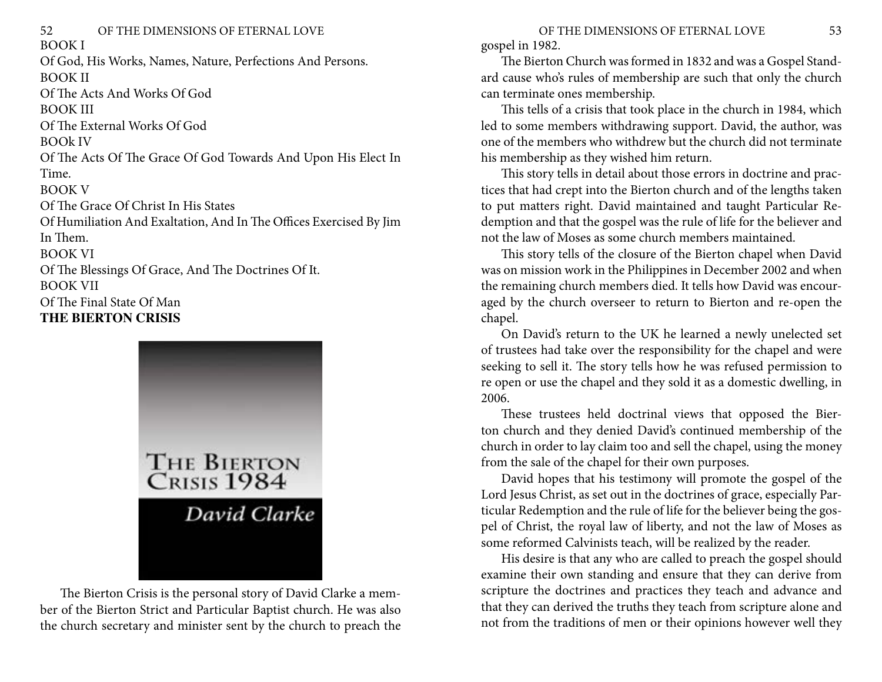BOOK I

Of God, His Works, Names, Nature, Perfections And Persons.

BOOK II

Of The Acts And Works Of God

BOOK III

Of The External Works Of God

BOOk IV

Of The Acts Of The Grace Of God Towards And Upon His Elect In Time.

BOOK V

Of The Grace Of Christ In His States

Of Humiliation And Exaltation, And In The Offices Exercised By Jim In Them.

BOOK VI

Of The Blessings Of Grace, And The Doctrines Of It.

BOOK VII

Of The Final State Of Man

**THE BIERTON CRISIS**

The Bierton Crisis is the personal story of David Clarke a member of the Bierton Strict and Particular Baptist church. He was also the church secretary and minister sent by the church to preach the gospel in 1982.

The Bierton Church was formed in 1832 and was a Gospel Standard cause who's rules of membership are such that only the church can terminate ones membership.

This tells of a crisis that took place in the church in 1984, which led to some members withdrawing support. David, the author, was one of the members who withdrew but the church did not terminate his membership as they wished him return.

This story tells in detail about those errors in doctrine and practices that had crept into the Bierton church and of the lengths taken to put matters right. David maintained and taught Particular Redemption and that the gospel was the rule of life for the believer and not the law of Moses as some church members maintained.

This story tells of the closure of the Bierton chapel when David was on mission work in the Philippines in December 2002 and when the remaining church members died. It tells how David was encouraged by the church overseer to return to Bierton and re-open the chapel.

On David's return to the UK he learned a newly unelected set of trustees had take over the responsibility for the chapel and were seeking to sell it. The story tells how he was refused permission to re open or use the chapel and they sold it as a domestic dwelling, in 2006.

These trustees held doctrinal views that opposed the Bierton church and they denied David's continued membership of the church in order to lay claim too and sell the chapel, using the money from the sale of the chapel for their own purposes.

David hopes that his testimony will promote the gospel of the Lord Jesus Christ, as set out in the doctrines of grace, especially Particular Redemption and the rule of life for the believer being the gospel of Christ, the royal law of liberty, and not the law of Moses as some reformed Calvinists teach, will be realized by the reader.

His desire is that any who are called to preach the gospel should examine their own standing and ensure that they can derive from scripture the doctrines and practices they teach and advance and that they can derived the truths they teach from scripture alone and not from the traditions of men or their opinions however well they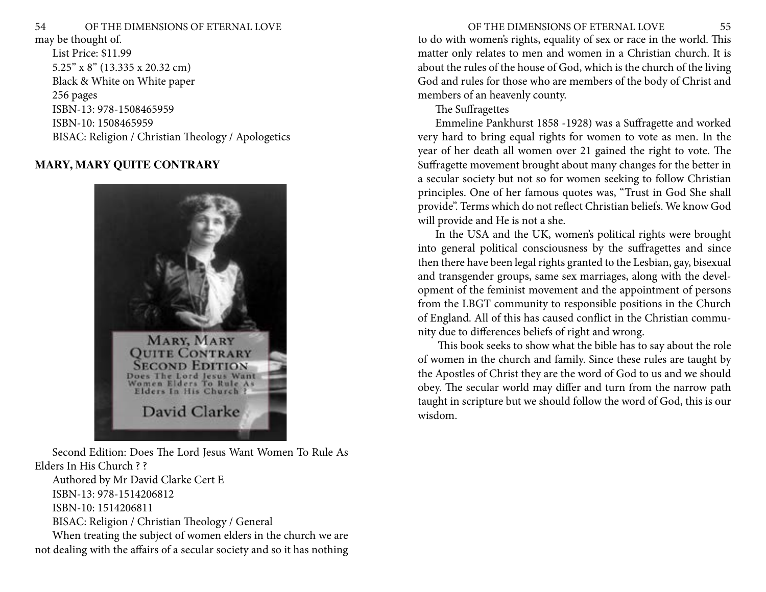may be thought of.

List Price: $11.99

5.25" x 8" (13.335 x 20.32 cm)

Black & White on White paper

256 pages

ISBN-13: 978-1508465959

ISBN-10: 1508465959

BISAC: Religion / Christian Theology / Apologetics

**MARY, MARY QUITE CONTRARY**

Second Edition: Does The Lord Jesus Want Women To Rule As Elders In His Church ? ?

Authored by Mr David Clarke Cert E

ISBN-13: 978-1514206812

ISBN-10: 1514206811

BISAC: Religion / Christian Theology / General

When treating the subject of women elders in the church we are not dealing with the affairs of a secular society and so it has nothing to do with women's rights, equality of sex or race in the world. This matter only relates to men and women in a Christian church. It is about the rules of the house of God, which is the church of the living God and rules for those who are members of the body of Christ and members of an heavenly county.

The Suffragettes

Emmeline Pankhurst 1858 -1928) was a Suffragette and worked very hard to bring equal rights for women to vote as men. In the year of her death all women over 21 gained the right to vote. The Suffragette movement brought about many changes for the better in a secular society but not so for women seeking to follow Christian principles. One of her famous quotes was, "Trust in God She shall provide". Terms which do not reflect Christian beliefs. We know God will provide and He is not a she.

In the USA and the UK, women's political rights were brought into general political consciousness by the suffragettes and since then there have been legal rights granted to the Lesbian, gay, bisexual and transgender groups, same sex marriages, along with the development of the feminist movement and the appointment of persons from the LBGT community to responsible positions in the Church of England. All of this has caused conflict in the Christian community due to differences beliefs of right and wrong.

This book seeks to show what the bible has to say about the role of women in the church and family. Since these rules are taught by the Apostles of Christ they are the word of God to us and we should obey. The secular world may differ and turn from the narrow path taught in scripture but we should follow the word of God, this is our wisdom.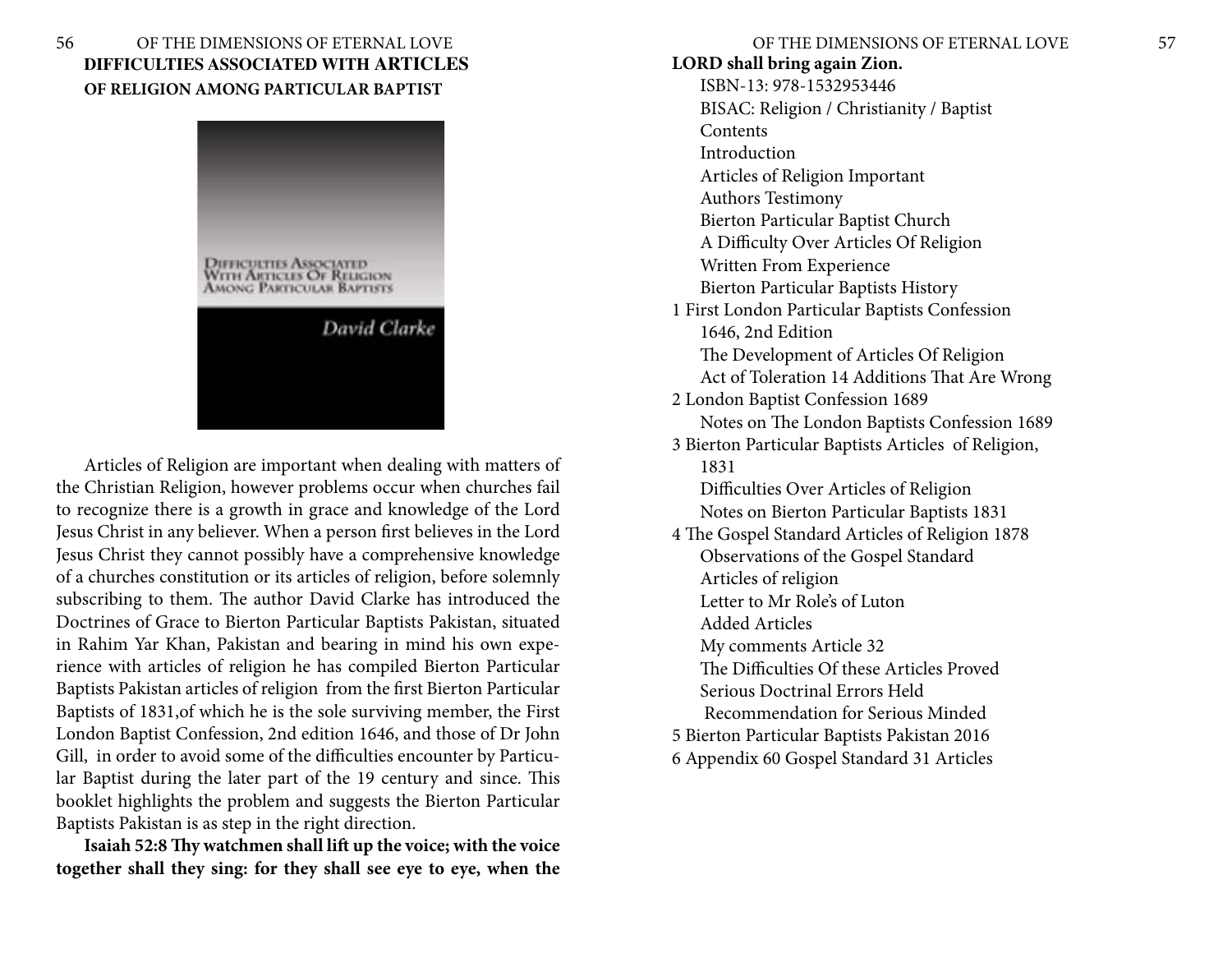## DIFFICULTIES ASSOCIATED WITH ARTICLES OF RELIGION AMONG PARTICULAR BAPTIST

Articles of Religion are important when dealing with matters of the Christian Religion, however problems occur when churches fail to recognize there is a growth in grace and knowledge of the Lord Jesus Christ in any believer. When a person first believes in the Lord Jesus Christ they cannot possibly have a comprehensive knowledge of a churches constitution or its articles of religion, before solemnly subscribing to them. The author David Clarke has introduced the Doctrines of Grace to Bierton Particular Baptists Pakistan, situated in Rahim Yar Khan, Pakistan and bearing in mind his own experience with articles of religion he has compiled Bierton Particular Baptists Pakistan articles of religion from the first Bierton Particular Baptists of 1831,of which he is the sole surviving member, the First London Baptist Confession, 2nd edition 1646, and those of Dr John Gill, in order to avoid some of the difficulties encounter by Particular Baptist during the later part of the 19 century and since. This booklet highlights the problem and suggests the Bierton Particular Baptists Pakistan is as step in the right direction.

**Isaiah 52:8 Thy watchmen shall lift up the voice; with the voice together shall they sing: for they shall see eye to eye, when the LORD shall bring again Zion.**

ISBN-13: 978-1532953446

BISAC: Religion / Christianity / Baptist

Contents

Introduction

Articles of Religion Important

Authors Testimony

Bierton Particular Baptist Church

A Difficulty Over Articles Of Religion

Written From Experience

Bierton Particular Baptists History

1 First London Particular Baptists Confession 1646, 2nd Edition

The Development of Articles Of Religion

Act of Toleration 14 Additions That Are Wrong

2 London Baptist Confession 1689

Notes on The London Baptists Confession 1689

3 Bierton Particular Baptists Articles of Religion, 1831

Difficulties Over Articles of Religion

Notes on Bierton Particular Baptists 1831

4 The Gospel Standard Articles of Religion 1878

Observations of the Gospel Standard

Articles of religion

Letter to Mr Role's of Luton

Added Articles

My comments Article 32

The Difficulties Of these Articles Proved

Serious Doctrinal Errors Held

Recommendation for Serious Minded

5 Bierton Particular Baptists Pakistan 2016

6 Appendix 60 Gospel Standard 31 Articles